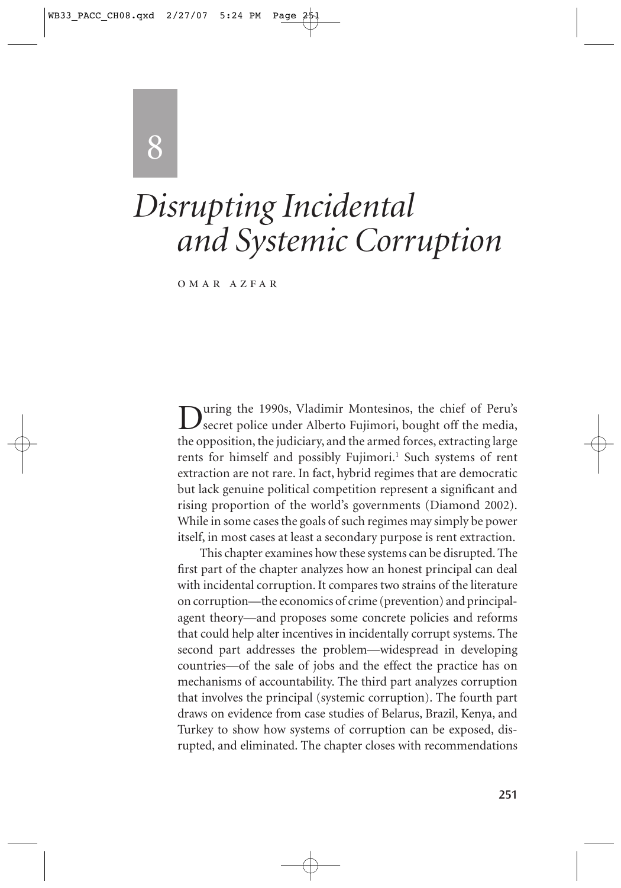# 8

# *Disrupting Incidental and Systemic Corruption*

OMAR AZFAR

During the 1990s, Vladimir Montesinos, the chief of Peru's secret police under Alberto Fujimori, bought off the media, the opposition, the judiciary, and the armed forces, extracting large rents for himself and possibly Fujimori.[1] Such systems of rent extraction are not rare. In fact, hybrid regimes that are democratic but lack genuine political competition represent a significant and rising proportion of the world's governments (Diamond 2002). While in some cases the goals of such regimes may simply be power itself, in most cases at least a secondary purpose is rent extraction.

This chapter examines how these systems can be disrupted. The first part of the chapter analyzes how an honest principal can deal with incidental corruption. It compares two strains of the literature on corruption—the economics of crime (prevention) and principal-agent theory—and proposes some concrete policies and reforms that could help alter incentives in incidentally corrupt systems. The second part addresses the problem—widespread in developing countries—of the sale of jobs and the effect the practice has on mechanisms of accountability. The third part analyzes corruption that involves the principal (systemic corruption). The fourth part draws on evidence from case studies of Belarus, Brazil, Kenya, and Turkey to show how systems of corruption can be exposed, disrupted, and eliminated. The chapter closes with recommendations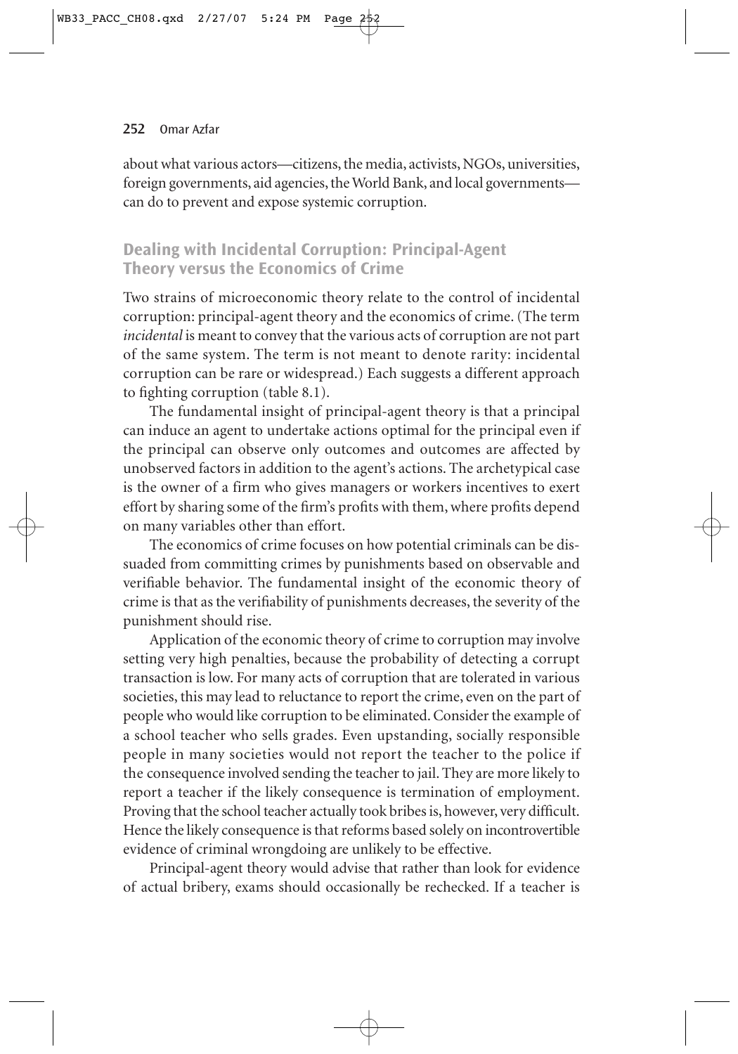about what various actors—citizens, the media, activists, NGOs, universities, foreign governments, aid agencies, the World Bank, and local governments—can do to prevent and expose systemic corruption.

## Dealing with Incidental Corruption: Principal-Agent Theory versus the Economics of Crime

Two strains of microeconomic theory relate to the control of incidental corruption: principal-agent theory and the economics of crime. (The term *incidental* is meant to convey that the various acts of corruption are not part of the same system. The term is not meant to denote rarity: incidental corruption can be rare or widespread.) Each suggests a different approach to fighting corruption (table 8.1).

The fundamental insight of principal-agent theory is that a principal can induce an agent to undertake actions optimal for the principal even if the principal can observe only outcomes and outcomes are affected by unobserved factors in addition to the agent's actions. The archetypical case is the owner of a firm who gives managers or workers incentives to exert effort by sharing some of the firm's profits with them, where profits depend on many variables other than effort.

The economics of crime focuses on how potential criminals can be dissuaded from committing crimes by punishments based on observable and verifiable behavior. The fundamental insight of the economic theory of crime is that as the verifiability of punishments decreases, the severity of the punishment should rise.

Application of the economic theory of crime to corruption may involve setting very high penalties, because the probability of detecting a corrupt transaction is low. For many acts of corruption that are tolerated in various societies, this may lead to reluctance to report the crime, even on the part of people who would like corruption to be eliminated. Consider the example of a school teacher who sells grades. Even upstanding, socially responsible people in many societies would not report the teacher to the police if the consequence involved sending the teacher to jail. They are more likely to report a teacher if the likely consequence is termination of employment. Proving that the school teacher actually took bribes is, however, very difficult. Hence the likely consequence is that reforms based solely on incontrovertible evidence of criminal wrongdoing are unlikely to be effective.

Principal-agent theory would advise that rather than look for evidence of actual bribery, exams should occasionally be rechecked. If a teacher is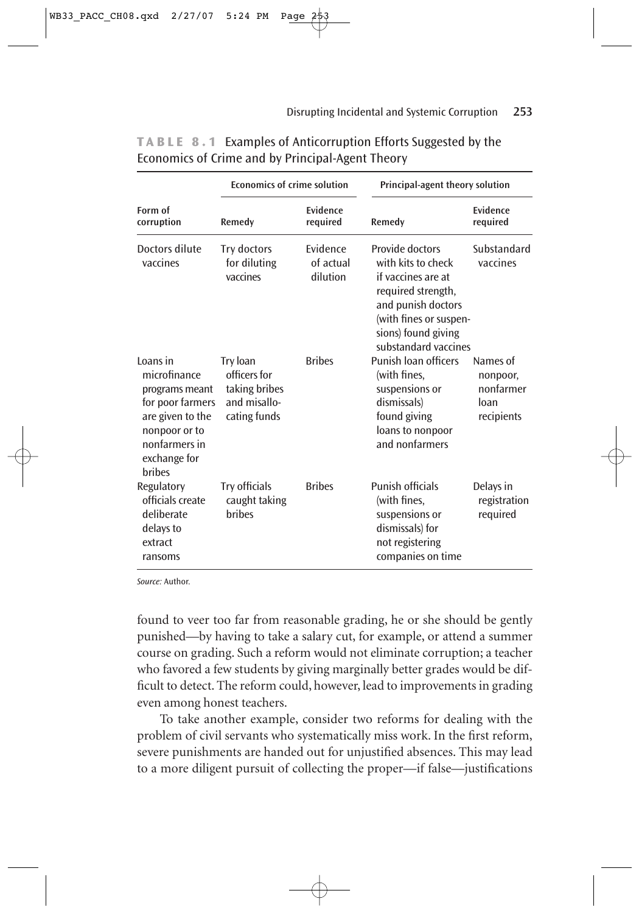**TABLE 8.1** Examples of Anticorruption Efforts Suggested by the Economics of Crime and by Principal-Agent Theory

| Form of corruption | Economics of crime solution | | Principal-agent theory solution | |
|---|---|---|---|---|
| | Remedy | Evidence required | Remedy | Evidence required |
| Doctors dilute vaccines | Try doctors for diluting vaccines | Evidence of actual dilution | Provide doctors with kits to check if vaccines are at required strength, and punish doctors (with fines or suspensions) found giving substandard vaccines | Substandard vaccines |
| Loans in microfinance programs meant for poor farmers are given to the nonpoor or to nonfarmers in exchange for bribes | Try loan officers for taking bribes and misallocating funds | Bribes | Punish loan officers (with fines, suspensions or dismissals) found giving loans to nonpoor and nonfarmers | Names of nonpoor, nonfarmer loan recipients |
| Regulatory officials create deliberate delays to extract ransoms | Try officials caught taking bribes | Bribes | Punish officials (with fines, suspensions or dismissals) for not registering companies on time | Delays in registration required |

*Source:* Author.

found to veer too far from reasonable grading, he or she should be gently punished—by having to take a salary cut, for example, or attend a summer course on grading. Such a reform would not eliminate corruption; a teacher who favored a few students by giving marginally better grades would be difficult to detect. The reform could, however, lead to improvements in grading even among honest teachers.

To take another example, consider two reforms for dealing with the problem of civil servants who systematically miss work. In the first reform, severe punishments are handed out for unjustified absences. This may lead to a more diligent pursuit of collecting the proper—if false—justifications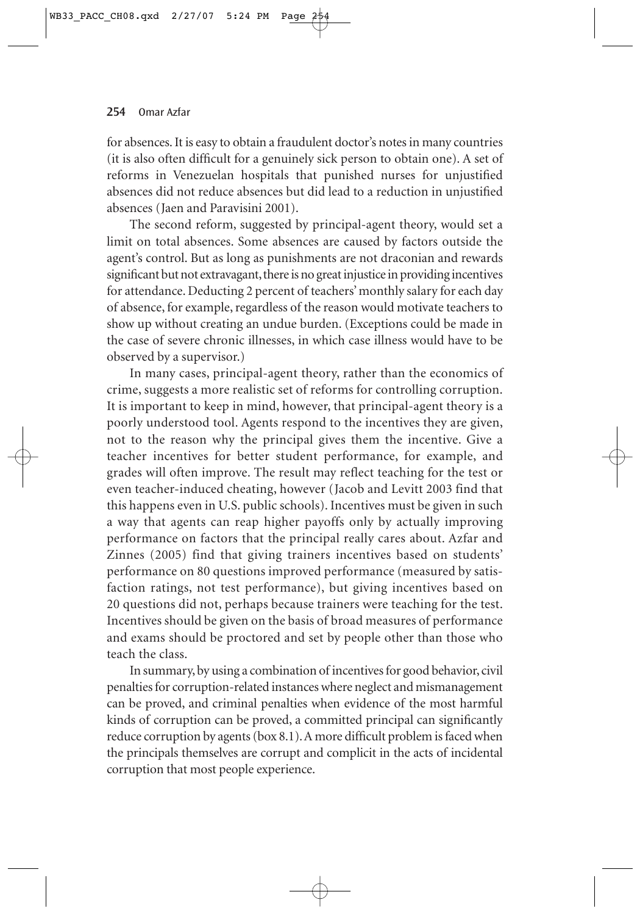for absences. It is easy to obtain a fraudulent doctor's notes in many countries (it is also often difficult for a genuinely sick person to obtain one). A set of reforms in Venezuelan hospitals that punished nurses for unjustified absences did not reduce absences but did lead to a reduction in unjustified absences (Jaen and Paravisini 2001).

The second reform, suggested by principal-agent theory, would set a limit on total absences. Some absences are caused by factors outside the agent's control. But as long as punishments are not draconian and rewards significant but not extravagant, there is no great injustice in providing incentives for attendance. Deducting 2 percent of teachers' monthly salary for each day of absence, for example, regardless of the reason would motivate teachers to show up without creating an undue burden. (Exceptions could be made in the case of severe chronic illnesses, in which case illness would have to be observed by a supervisor.)

In many cases, principal-agent theory, rather than the economics of crime, suggests a more realistic set of reforms for controlling corruption. It is important to keep in mind, however, that principal-agent theory is a poorly understood tool. Agents respond to the incentives they are given, not to the reason why the principal gives them the incentive. Give a teacher incentives for better student performance, for example, and grades will often improve. The result may reflect teaching for the test or even teacher-induced cheating, however (Jacob and Levitt 2003 find that this happens even in U.S. public schools). Incentives must be given in such a way that agents can reap higher payoffs only by actually improving performance on factors that the principal really cares about. Azfar and Zinnes (2005) find that giving trainers incentives based on students' performance on 80 questions improved performance (measured by satisfaction ratings, not test performance), but giving incentives based on 20 questions did not, perhaps because trainers were teaching for the test. Incentives should be given on the basis of broad measures of performance and exams should be proctored and set by people other than those who teach the class.

In summary, by using a combination of incentives for good behavior, civil penalties for corruption-related instances where neglect and mismanagement can be proved, and criminal penalties when evidence of the most harmful kinds of corruption can be proved, a committed principal can significantly reduce corruption by agents (box 8.1). A more difficult problem is faced when the principals themselves are corrupt and complicit in the acts of incidental corruption that most people experience.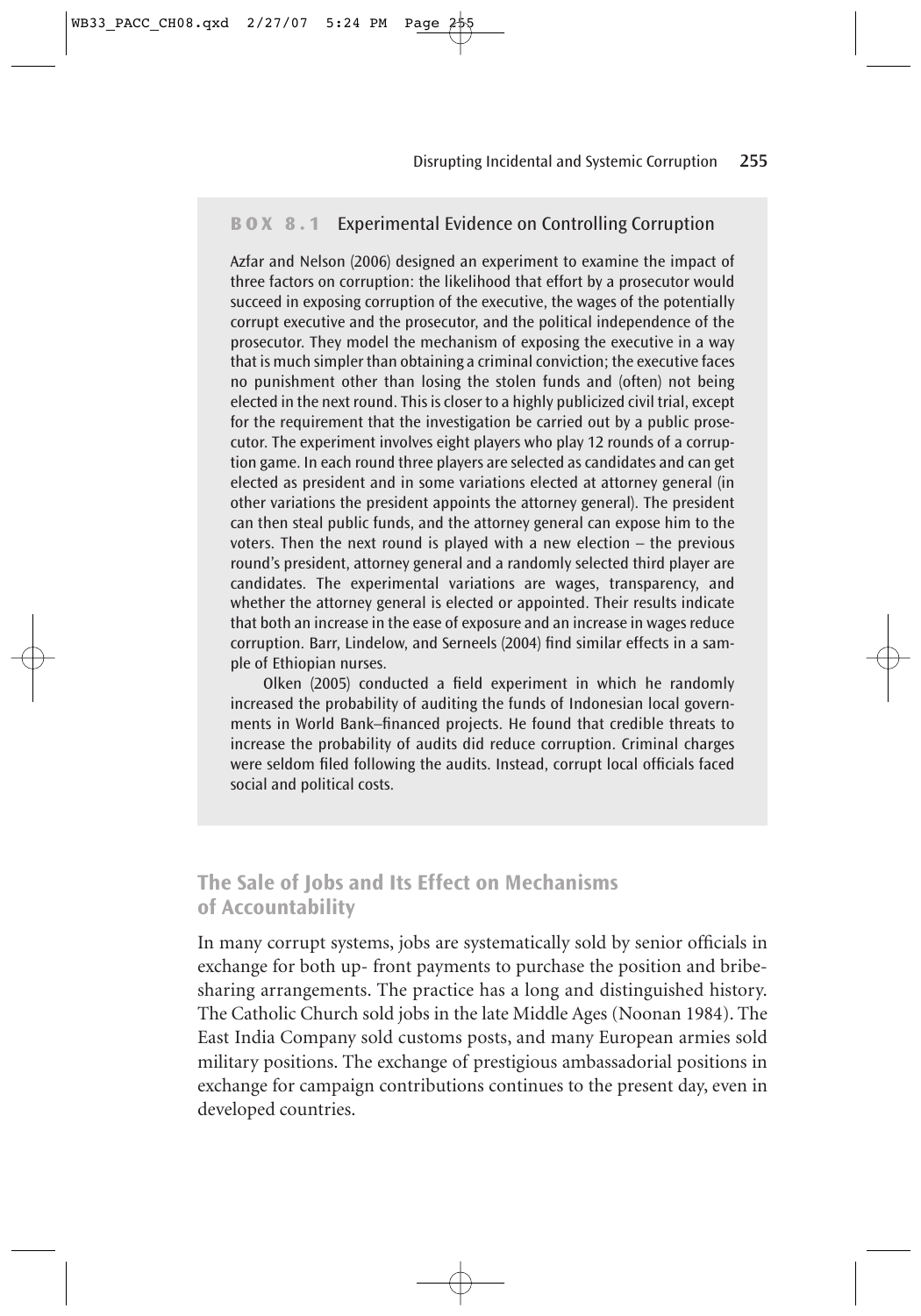### BOX 8.1 Experimental Evidence on Controlling Corruption

Azfar and Nelson (2006) designed an experiment to examine the impact of three factors on corruption: the likelihood that effort by a prosecutor would succeed in exposing corruption of the executive, the wages of the potentially corrupt executive and the prosecutor, and the political independence of the prosecutor. They model the mechanism of exposing the executive in a way that is much simpler than obtaining a criminal conviction; the executive faces no punishment other than losing the stolen funds and (often) not being elected in the next round. This is closer to a highly publicized civil trial, except for the requirement that the investigation be carried out by a public prosecutor. The experiment involves eight players who play 12 rounds of a corruption game. In each round three players are selected as candidates and can get elected as president and in some variations elected at attorney general (in other variations the president appoints the attorney general). The president can then steal public funds, and the attorney general can expose him to the voters. Then the next round is played with a new election – the previous round's president, attorney general and a randomly selected third player are candidates. The experimental variations are wages, transparency, and whether the attorney general is elected or appointed. Their results indicate that both an increase in the ease of exposure and an increase in wages reduce corruption. Barr, Lindelow, and Serneels (2004) find similar effects in a sample of Ethiopian nurses.

Olken (2005) conducted a field experiment in which he randomly increased the probability of auditing the funds of Indonesian local governments in World Bank–financed projects. He found that credible threats to increase the probability of audits did reduce corruption. Criminal charges were seldom filed following the audits. Instead, corrupt local officials faced social and political costs.

## The Sale of Jobs and Its Effect on Mechanisms of Accountability

In many corrupt systems, jobs are systematically sold by senior officials in exchange for both up- front payments to purchase the position and bribe-sharing arrangements. The practice has a long and distinguished history. The Catholic Church sold jobs in the late Middle Ages (Noonan 1984). The East India Company sold customs posts, and many European armies sold military positions. The exchange of prestigious ambassadorial positions in exchange for campaign contributions continues to the present day, even in developed countries.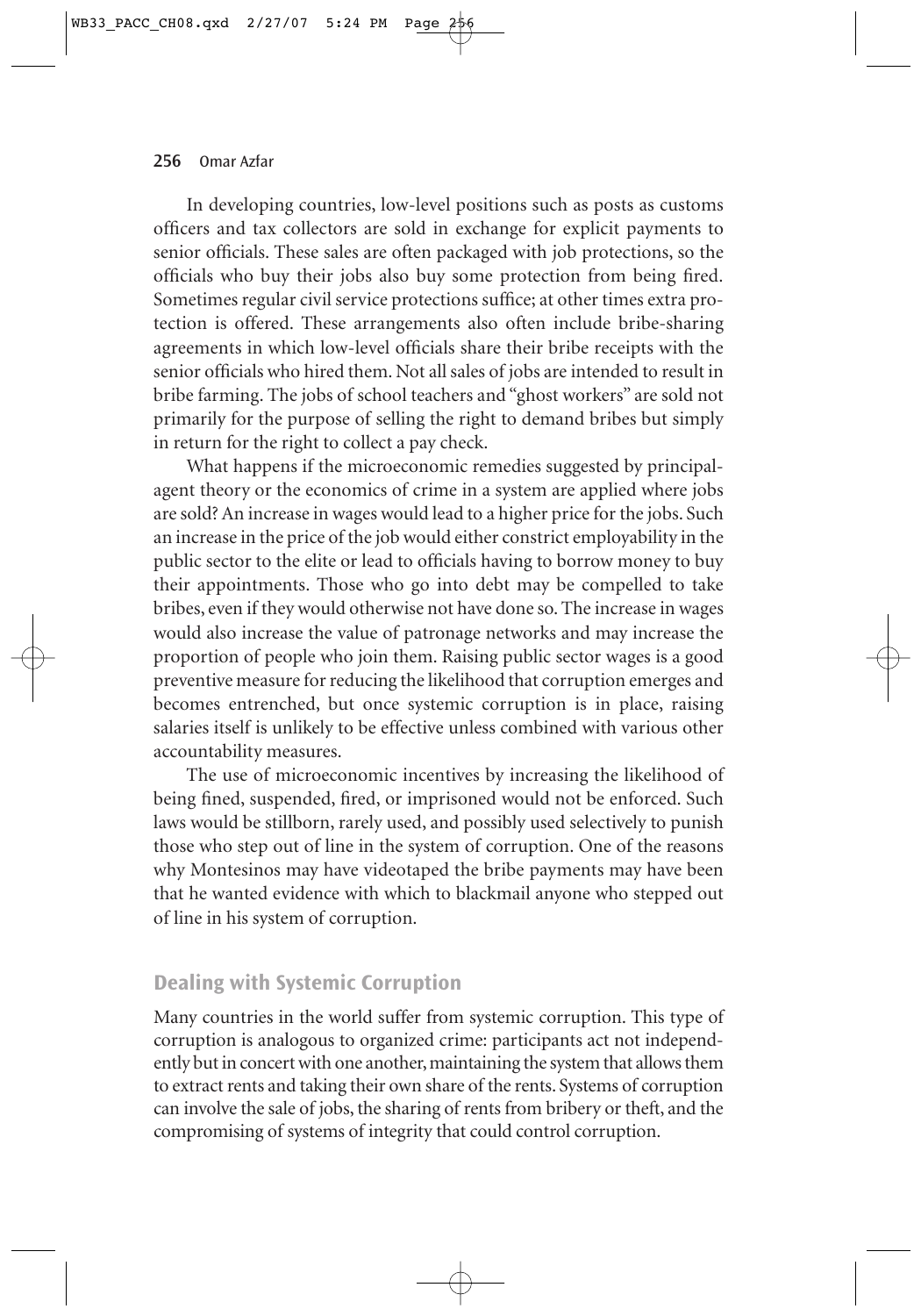In developing countries, low-level positions such as posts as customs officers and tax collectors are sold in exchange for explicit payments to senior officials. These sales are often packaged with job protections, so the officials who buy their jobs also buy some protection from being fired. Sometimes regular civil service protections suffice; at other times extra protection is offered. These arrangements also often include bribe-sharing agreements in which low-level officials share their bribe receipts with the senior officials who hired them. Not all sales of jobs are intended to result in bribe farming. The jobs of school teachers and "ghost workers" are sold not primarily for the purpose of selling the right to demand bribes but simply in return for the right to collect a pay check.

What happens if the microeconomic remedies suggested by principal-agent theory or the economics of crime in a system are applied where jobs are sold? An increase in wages would lead to a higher price for the jobs. Such an increase in the price of the job would either constrict employability in the public sector to the elite or lead to officials having to borrow money to buy their appointments. Those who go into debt may be compelled to take bribes, even if they would otherwise not have done so. The increase in wages would also increase the value of patronage networks and may increase the proportion of people who join them. Raising public sector wages is a good preventive measure for reducing the likelihood that corruption emerges and becomes entrenched, but once systemic corruption is in place, raising salaries itself is unlikely to be effective unless combined with various other accountability measures.

The use of microeconomic incentives by increasing the likelihood of being fined, suspended, fired, or imprisoned would not be enforced. Such laws would be stillborn, rarely used, and possibly used selectively to punish those who step out of line in the system of corruption. One of the reasons why Montesinos may have videotaped the bribe payments may have been that he wanted evidence with which to blackmail anyone who stepped out of line in his system of corruption.

## Dealing with Systemic Corruption

Many countries in the world suffer from systemic corruption. This type of corruption is analogous to organized crime: participants act not independently but in concert with one another, maintaining the system that allows them to extract rents and taking their own share of the rents. Systems of corruption can involve the sale of jobs, the sharing of rents from bribery or theft, and the compromising of systems of integrity that could control corruption.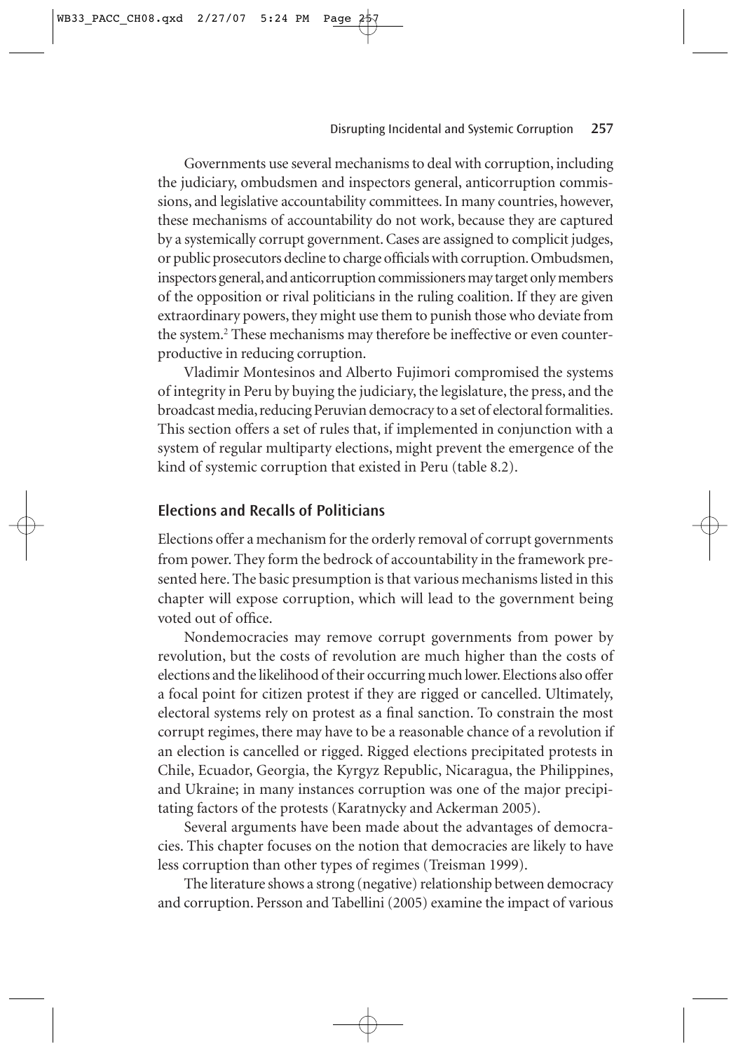Governments use several mechanisms to deal with corruption, including the judiciary, ombudsmen and inspectors general, anticorruption commissions, and legislative accountability committees. In many countries, however, these mechanisms of accountability do not work, because they are captured by a systemically corrupt government. Cases are assigned to complicit judges, or public prosecutors decline to charge officials with corruption. Ombudsmen, inspectors general, and anticorruption commissioners may target only members of the opposition or rival politicians in the ruling coalition. If they are given extraordinary powers, they might use them to punish those who deviate from the system.[2] These mechanisms may therefore be ineffective or even counterproductive in reducing corruption.

Vladimir Montesinos and Alberto Fujimori compromised the systems of integrity in Peru by buying the judiciary, the legislature, the press, and the broadcast media, reducing Peruvian democracy to a set of electoral formalities. This section offers a set of rules that, if implemented in conjunction with a system of regular multiparty elections, might prevent the emergence of the kind of systemic corruption that existed in Peru (table 8.2).

## Elections and Recalls of Politicians

Elections offer a mechanism for the orderly removal of corrupt governments from power. They form the bedrock of accountability in the framework presented here. The basic presumption is that various mechanisms listed in this chapter will expose corruption, which will lead to the government being voted out of office.

Nondemocracies may remove corrupt governments from power by revolution, but the costs of revolution are much higher than the costs of elections and the likelihood of their occurring much lower. Elections also offer a focal point for citizen protest if they are rigged or cancelled. Ultimately, electoral systems rely on protest as a final sanction. To constrain the most corrupt regimes, there may have to be a reasonable chance of a revolution if an election is cancelled or rigged. Rigged elections precipitated protests in Chile, Ecuador, Georgia, the Kyrgyz Republic, Nicaragua, the Philippines, and Ukraine; in many instances corruption was one of the major precipitating factors of the protests (Karatnycky and Ackerman 2005).

Several arguments have been made about the advantages of democracies. This chapter focuses on the notion that democracies are likely to have less corruption than other types of regimes (Treisman 1999).

The literature shows a strong (negative) relationship between democracy and corruption. Persson and Tabellini (2005) examine the impact of various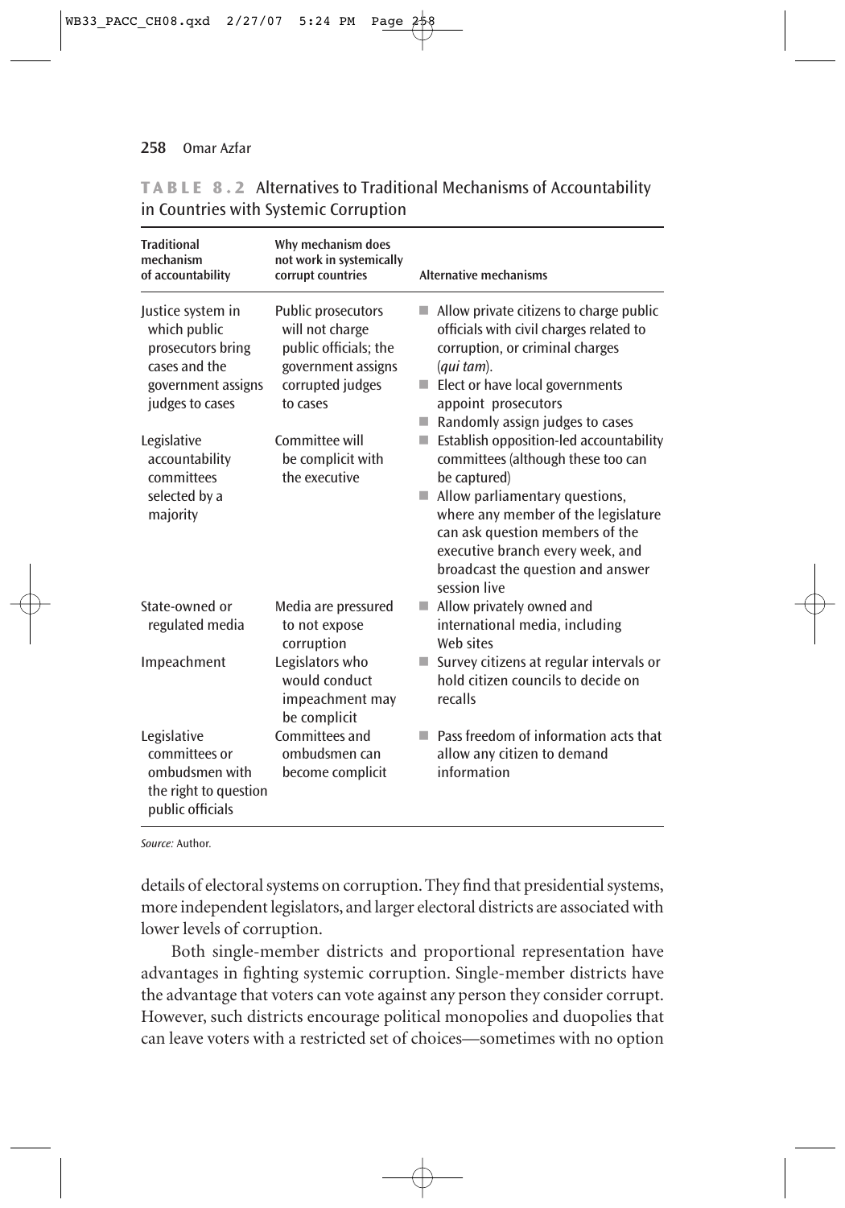**TABLE 8.2** Alternatives to Traditional Mechanisms of Accountability in Countries with Systemic Corruption

| Traditional mechanism of accountability | Why mechanism does not work in systemically corrupt countries | Alternative mechanisms |
|---|---|---|
| Justice system in which public prosecutors bring cases and the government assigns judges to cases | Public prosecutors will not charge public officials; the government assigns corrupted judges to cases | ■ Allow private citizens to charge public officials with civil charges related to corruption, or criminal charges (*qui tam*). <br> ■ Elect or have local governments appoint prosecutors <br> ■ Randomly assign judges to cases |
| Legislative accountability committees selected by a majority | Committee will be complicit with the executive | ■ Establish opposition-led accountability committees (although these too can be captured) <br> ■ Allow parliamentary questions, where any member of the legislature can ask question members of the executive branch every week, and broadcast the question and answer session live |
| State-owned or regulated media | Media are pressured to not expose corruption | ■ Allow privately owned and international media, including Web sites |
| Impeachment | Legislators who would conduct impeachment may be complicit | ■ Survey citizens at regular intervals or hold citizen councils to decide on recalls |
| Legislative committees or ombudsmen with the right to question public officials | Committees and ombudsmen can become complicit | ■ Pass freedom of information acts that allow any citizen to demand information |

*Source:* Author.

details of electoral systems on corruption. They find that presidential systems, more independent legislators, and larger electoral districts are associated with lower levels of corruption.

Both single-member districts and proportional representation have advantages in fighting systemic corruption. Single-member districts have the advantage that voters can vote against any person they consider corrupt. However, such districts encourage political monopolies and duopolies that can leave voters with a restricted set of choices—sometimes with no option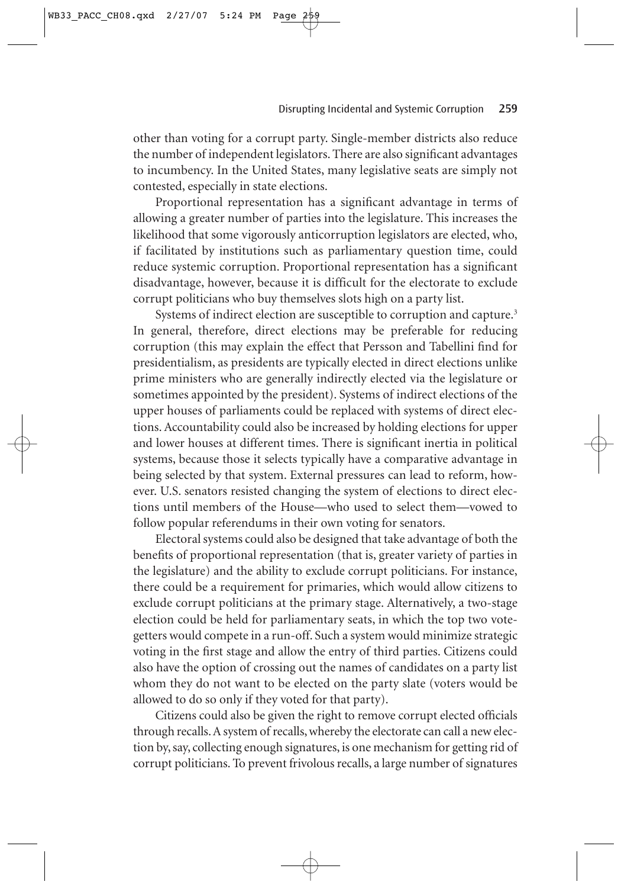other than voting for a corrupt party. Single-member districts also reduce the number of independent legislators. There are also significant advantages to incumbency. In the United States, many legislative seats are simply not contested, especially in state elections.

Proportional representation has a significant advantage in terms of allowing a greater number of parties into the legislature. This increases the likelihood that some vigorously anticorruption legislators are elected, who, if facilitated by institutions such as parliamentary question time, could reduce systemic corruption. Proportional representation has a significant disadvantage, however, because it is difficult for the electorate to exclude corrupt politicians who buy themselves slots high on a party list.

Systems of indirect election are susceptible to corruption and capture.[3] In general, therefore, direct elections may be preferable for reducing corruption (this may explain the effect that Persson and Tabellini find for presidentialism, as presidents are typically elected in direct elections unlike prime ministers who are generally indirectly elected via the legislature or sometimes appointed by the president). Systems of indirect elections of the upper houses of parliaments could be replaced with systems of direct elections. Accountability could also be increased by holding elections for upper and lower houses at different times. There is significant inertia in political systems, because those it selects typically have a comparative advantage in being selected by that system. External pressures can lead to reform, however. U.S. senators resisted changing the system of elections to direct elections until members of the House—who used to select them—vowed to follow popular referendums in their own voting for senators.

Electoral systems could also be designed that take advantage of both the benefits of proportional representation (that is, greater variety of parties in the legislature) and the ability to exclude corrupt politicians. For instance, there could be a requirement for primaries, which would allow citizens to exclude corrupt politicians at the primary stage. Alternatively, a two-stage election could be held for parliamentary seats, in which the top two vote-getters would compete in a run-off. Such a system would minimize strategic voting in the first stage and allow the entry of third parties. Citizens could also have the option of crossing out the names of candidates on a party list whom they do not want to be elected on the party slate (voters would be allowed to do so only if they voted for that party).

Citizens could also be given the right to remove corrupt elected officials through recalls. A system of recalls, whereby the electorate can call a new election by, say, collecting enough signatures, is one mechanism for getting rid of corrupt politicians. To prevent frivolous recalls, a large number of signatures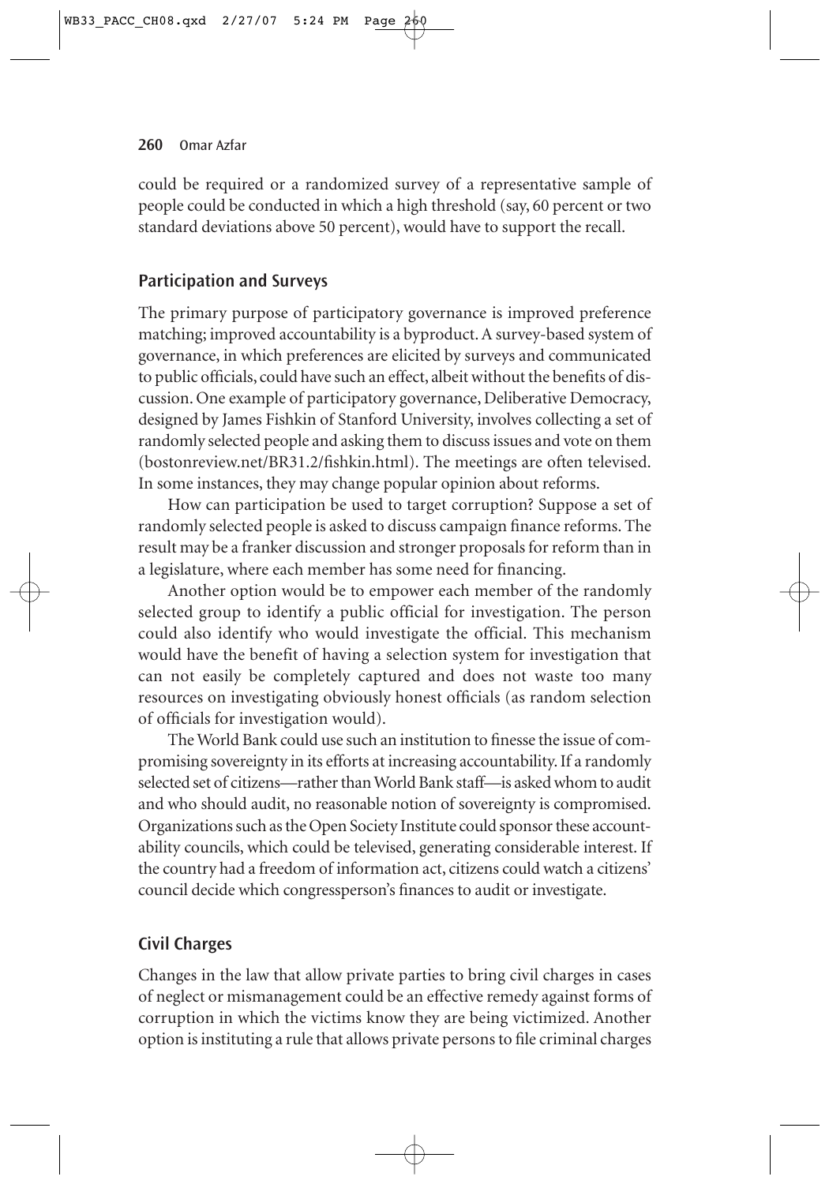could be required or a randomized survey of a representative sample of people could be conducted in which a high threshold (say, 60 percent or two standard deviations above 50 percent), would have to support the recall.

### Participation and Surveys

The primary purpose of participatory governance is improved preference matching; improved accountability is a byproduct. A survey-based system of governance, in which preferences are elicited by surveys and communicated to public officials, could have such an effect, albeit without the benefits of discussion. One example of participatory governance, Deliberative Democracy, designed by James Fishkin of Stanford University, involves collecting a set of randomly selected people and asking them to discuss issues and vote on them (bostonreview.net/BR31.2/fishkin.html). The meetings are often televised. In some instances, they may change popular opinion about reforms.

How can participation be used to target corruption? Suppose a set of randomly selected people is asked to discuss campaign finance reforms. The result may be a franker discussion and stronger proposals for reform than in a legislature, where each member has some need for financing.

Another option would be to empower each member of the randomly selected group to identify a public official for investigation. The person could also identify who would investigate the official. This mechanism would have the benefit of having a selection system for investigation that can not easily be completely captured and does not waste too many resources on investigating obviously honest officials (as random selection of officials for investigation would).

The World Bank could use such an institution to finesse the issue of compromising sovereignty in its efforts at increasing accountability. If a randomly selected set of citizens—rather than World Bank staff—is asked whom to audit and who should audit, no reasonable notion of sovereignty is compromised. Organizations such as the Open Society Institute could sponsor these accountability councils, which could be televised, generating considerable interest. If the country had a freedom of information act, citizens could watch a citizens' council decide which congressperson's finances to audit or investigate.

### Civil Charges

Changes in the law that allow private parties to bring civil charges in cases of neglect or mismanagement could be an effective remedy against forms of corruption in which the victims know they are being victimized. Another option is instituting a rule that allows private persons to file criminal charges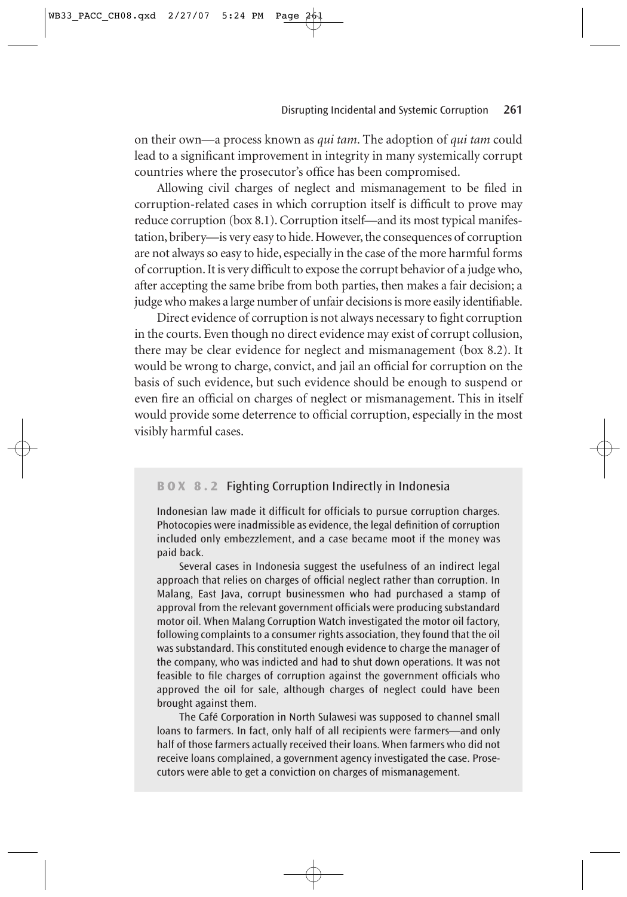on their own—a process known as *qui tam*. The adoption of *qui tam* could lead to a significant improvement in integrity in many systemically corrupt countries where the prosecutor's office has been compromised.

Allowing civil charges of neglect and mismanagement to be filed in corruption-related cases in which corruption itself is difficult to prove may reduce corruption (box 8.1). Corruption itself—and its most typical manifestation, bribery—is very easy to hide. However, the consequences of corruption are not always so easy to hide, especially in the case of the more harmful forms of corruption. It is very difficult to expose the corrupt behavior of a judge who, after accepting the same bribe from both parties, then makes a fair decision; a judge who makes a large number of unfair decisions is more easily identifiable.

Direct evidence of corruption is not always necessary to fight corruption in the courts. Even though no direct evidence may exist of corrupt collusion, there may be clear evidence for neglect and mismanagement (box 8.2). It would be wrong to charge, convict, and jail an official for corruption on the basis of such evidence, but such evidence should be enough to suspend or even fire an official on charges of neglect or mismanagement. This in itself would provide some deterrence to official corruption, especially in the most visibly harmful cases.

### BOX 8.2 Fighting Corruption Indirectly in Indonesia

Indonesian law made it difficult for officials to pursue corruption charges. Photocopies were inadmissible as evidence, the legal definition of corruption included only embezzlement, and a case became moot if the money was paid back.

Several cases in Indonesia suggest the usefulness of an indirect legal approach that relies on charges of official neglect rather than corruption. In Malang, East Java, corrupt businessmen who had purchased a stamp of approval from the relevant government officials were producing substandard motor oil. When Malang Corruption Watch investigated the motor oil factory, following complaints to a consumer rights association, they found that the oil was substandard. This constituted enough evidence to charge the manager of the company, who was indicted and had to shut down operations. It was not feasible to file charges of corruption against the government officials who approved the oil for sale, although charges of neglect could have been brought against them.

The Café Corporation in North Sulawesi was supposed to channel small loans to farmers. In fact, only half of all recipients were farmers—and only half of those farmers actually received their loans. When farmers who did not receive loans complained, a government agency investigated the case. Prosecutors were able to get a conviction on charges of mismanagement.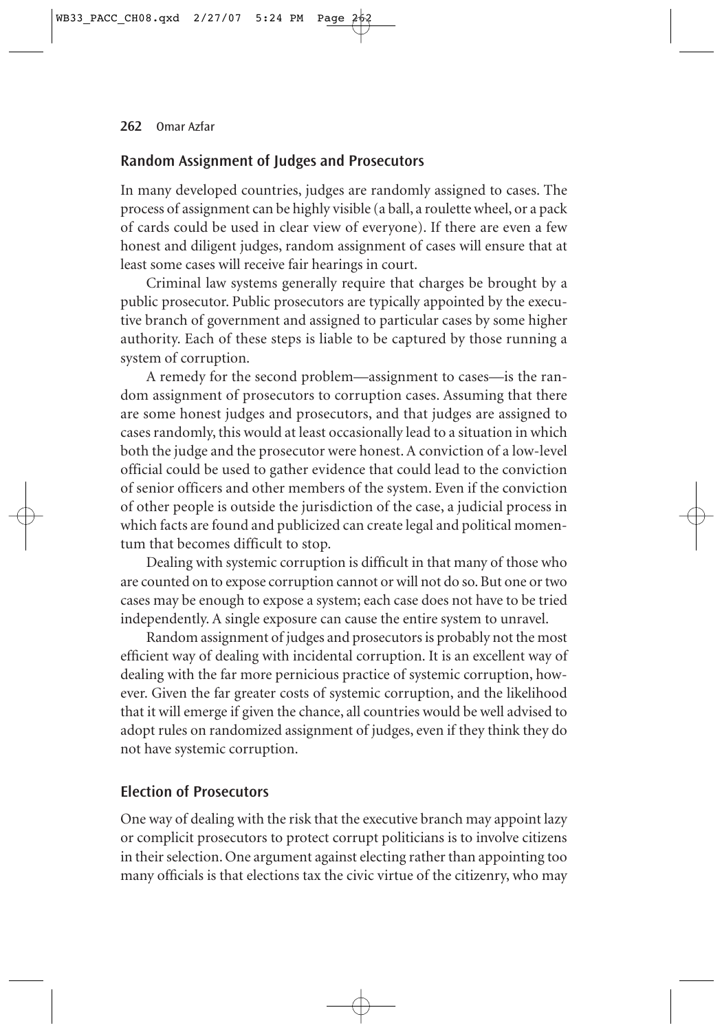## Random Assignment of Judges and Prosecutors

In many developed countries, judges are randomly assigned to cases. The process of assignment can be highly visible (a ball, a roulette wheel, or a pack of cards could be used in clear view of everyone). If there are even a few honest and diligent judges, random assignment of cases will ensure that at least some cases will receive fair hearings in court.

Criminal law systems generally require that charges be brought by a public prosecutor. Public prosecutors are typically appointed by the executive branch of government and assigned to particular cases by some higher authority. Each of these steps is liable to be captured by those running a system of corruption.

A remedy for the second problem—assignment to cases—is the random assignment of prosecutors to corruption cases. Assuming that there are some honest judges and prosecutors, and that judges are assigned to cases randomly, this would at least occasionally lead to a situation in which both the judge and the prosecutor were honest. A conviction of a low-level official could be used to gather evidence that could lead to the conviction of senior officers and other members of the system. Even if the conviction of other people is outside the jurisdiction of the case, a judicial process in which facts are found and publicized can create legal and political momentum that becomes difficult to stop.

Dealing with systemic corruption is difficult in that many of those who are counted on to expose corruption cannot or will not do so. But one or two cases may be enough to expose a system; each case does not have to be tried independently. A single exposure can cause the entire system to unravel.

Random assignment of judges and prosecutors is probably not the most efficient way of dealing with incidental corruption. It is an excellent way of dealing with the far more pernicious practice of systemic corruption, however. Given the far greater costs of systemic corruption, and the likelihood that it will emerge if given the chance, all countries would be well advised to adopt rules on randomized assignment of judges, even if they think they do not have systemic corruption.

## Election of Prosecutors

One way of dealing with the risk that the executive branch may appoint lazy or complicit prosecutors to protect corrupt politicians is to involve citizens in their selection. One argument against electing rather than appointing too many officials is that elections tax the civic virtue of the citizenry, who may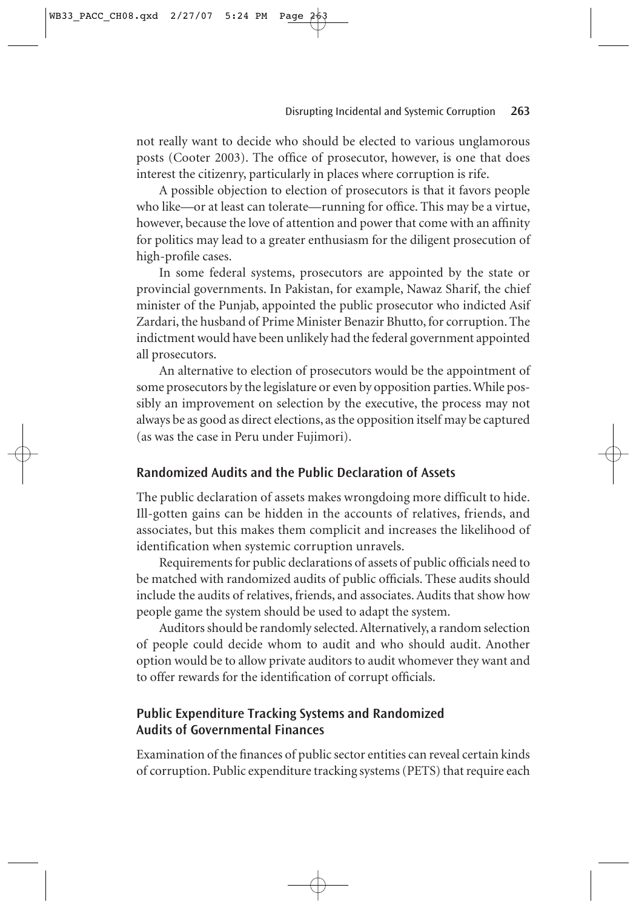not really want to decide who should be elected to various unglamorous posts (Cooter 2003). The office of prosecutor, however, is one that does interest the citizenry, particularly in places where corruption is rife.

A possible objection to election of prosecutors is that it favors people who like—or at least can tolerate—running for office. This may be a virtue, however, because the love of attention and power that come with an affinity for politics may lead to a greater enthusiasm for the diligent prosecution of high-profile cases.

In some federal systems, prosecutors are appointed by the state or provincial governments. In Pakistan, for example, Nawaz Sharif, the chief minister of the Punjab, appointed the public prosecutor who indicted Asif Zardari, the husband of Prime Minister Benazir Bhutto, for corruption. The indictment would have been unlikely had the federal government appointed all prosecutors.

An alternative to election of prosecutors would be the appointment of some prosecutors by the legislature or even by opposition parties. While possibly an improvement on selection by the executive, the process may not always be as good as direct elections, as the opposition itself may be captured (as was the case in Peru under Fujimori).

## Randomized Audits and the Public Declaration of Assets

The public declaration of assets makes wrongdoing more difficult to hide. Ill-gotten gains can be hidden in the accounts of relatives, friends, and associates, but this makes them complicit and increases the likelihood of identification when systemic corruption unravels.

Requirements for public declarations of assets of public officials need to be matched with randomized audits of public officials. These audits should include the audits of relatives, friends, and associates. Audits that show how people game the system should be used to adapt the system.

Auditors should be randomly selected. Alternatively, a random selection of people could decide whom to audit and who should audit. Another option would be to allow private auditors to audit whomever they want and to offer rewards for the identification of corrupt officials.

## Public Expenditure Tracking Systems and Randomized Audits of Governmental Finances

Examination of the finances of public sector entities can reveal certain kinds of corruption. Public expenditure tracking systems (PETS) that require each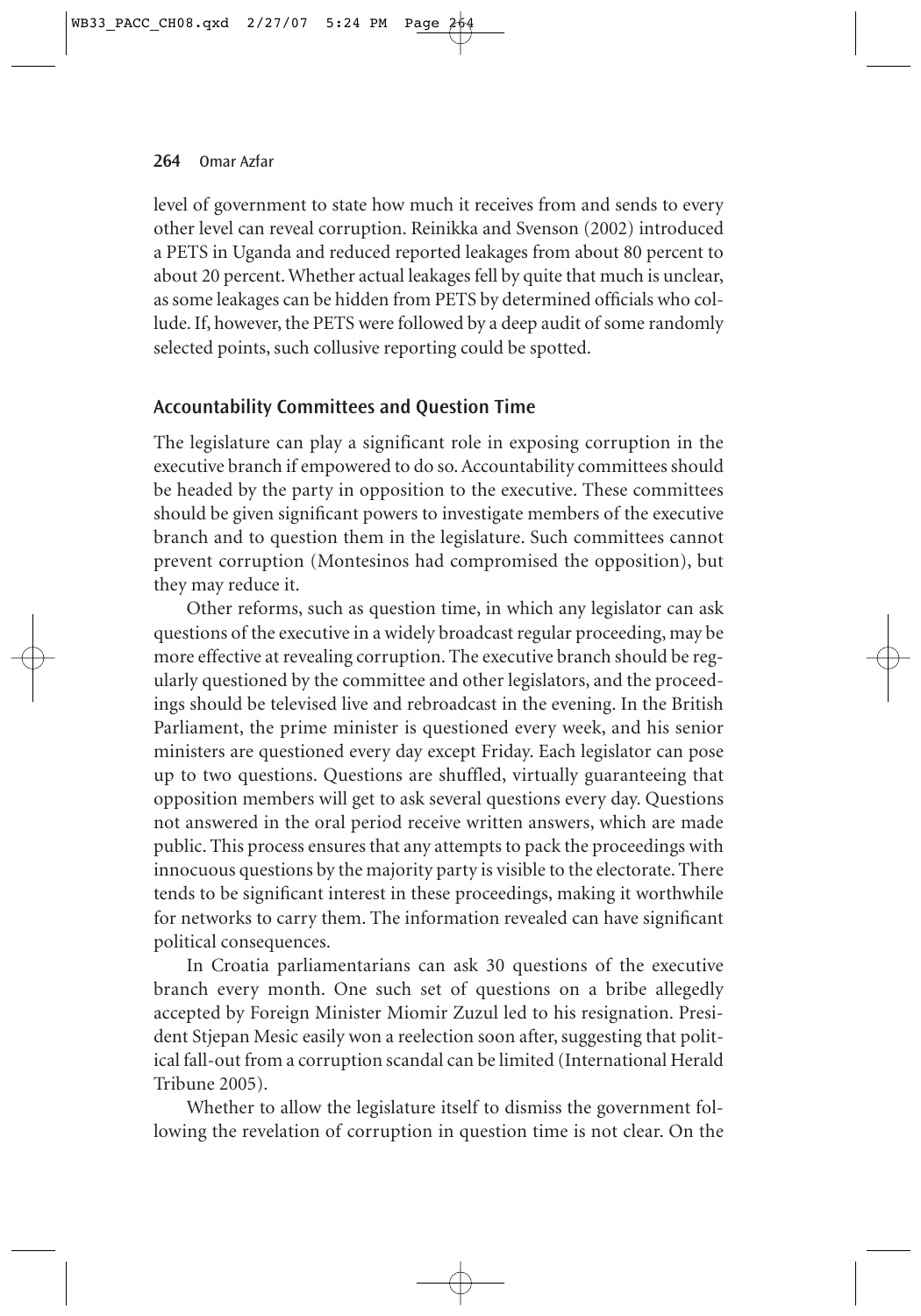level of government to state how much it receives from and sends to every other level can reveal corruption. Reinikka and Svenson (2002) introduced a PETS in Uganda and reduced reported leakages from about 80 percent to about 20 percent. Whether actual leakages fell by quite that much is unclear, as some leakages can be hidden from PETS by determined officials who collude. If, however, the PETS were followed by a deep audit of some randomly selected points, such collusive reporting could be spotted.

## Accountability Committees and Question Time

The legislature can play a significant role in exposing corruption in the executive branch if empowered to do so. Accountability committees should be headed by the party in opposition to the executive. These committees should be given significant powers to investigate members of the executive branch and to question them in the legislature. Such committees cannot prevent corruption (Montesinos had compromised the opposition), but they may reduce it.

Other reforms, such as question time, in which any legislator can ask questions of the executive in a widely broadcast regular proceeding, may be more effective at revealing corruption. The executive branch should be regularly questioned by the committee and other legislators, and the proceedings should be televised live and rebroadcast in the evening. In the British Parliament, the prime minister is questioned every week, and his senior ministers are questioned every day except Friday. Each legislator can pose up to two questions. Questions are shuffled, virtually guaranteeing that opposition members will get to ask several questions every day. Questions not answered in the oral period receive written answers, which are made public. This process ensures that any attempts to pack the proceedings with innocuous questions by the majority party is visible to the electorate. There tends to be significant interest in these proceedings, making it worthwhile for networks to carry them. The information revealed can have significant political consequences.

In Croatia parliamentarians can ask 30 questions of the executive branch every month. One such set of questions on a bribe allegedly accepted by Foreign Minister Miomir Zuzul led to his resignation. President Stjepan Mesic easily won a reelection soon after, suggesting that political fall-out from a corruption scandal can be limited (International Herald Tribune 2005).

Whether to allow the legislature itself to dismiss the government following the revelation of corruption in question time is not clear. On the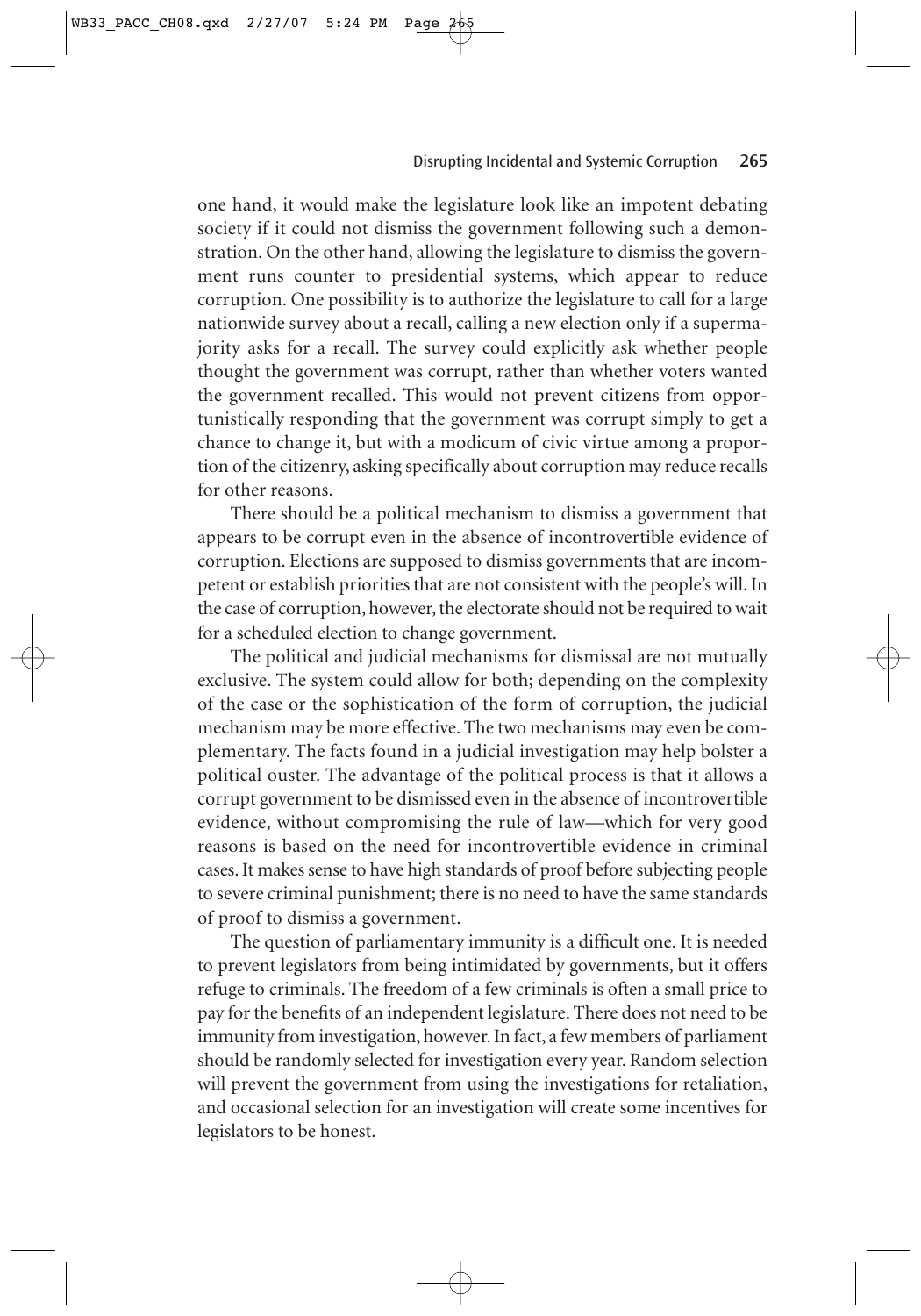one hand, it would make the legislature look like an impotent debating society if it could not dismiss the government following such a demonstration. On the other hand, allowing the legislature to dismiss the government runs counter to presidential systems, which appear to reduce corruption. One possibility is to authorize the legislature to call for a large nationwide survey about a recall, calling a new election only if a supermajority asks for a recall. The survey could explicitly ask whether people thought the government was corrupt, rather than whether voters wanted the government recalled. This would not prevent citizens from opportunistically responding that the government was corrupt simply to get a chance to change it, but with a modicum of civic virtue among a proportion of the citizenry, asking specifically about corruption may reduce recalls for other reasons.

There should be a political mechanism to dismiss a government that appears to be corrupt even in the absence of incontrovertible evidence of corruption. Elections are supposed to dismiss governments that are incompetent or establish priorities that are not consistent with the people's will. In the case of corruption, however, the electorate should not be required to wait for a scheduled election to change government.

The political and judicial mechanisms for dismissal are not mutually exclusive. The system could allow for both; depending on the complexity of the case or the sophistication of the form of corruption, the judicial mechanism may be more effective. The two mechanisms may even be complementary. The facts found in a judicial investigation may help bolster a political ouster. The advantage of the political process is that it allows a corrupt government to be dismissed even in the absence of incontrovertible evidence, without compromising the rule of law—which for very good reasons is based on the need for incontrovertible evidence in criminal cases. It makes sense to have high standards of proof before subjecting people to severe criminal punishment; there is no need to have the same standards of proof to dismiss a government.

The question of parliamentary immunity is a difficult one. It is needed to prevent legislators from being intimidated by governments, but it offers refuge to criminals. The freedom of a few criminals is often a small price to pay for the benefits of an independent legislature. There does not need to be immunity from investigation, however. In fact, a few members of parliament should be randomly selected for investigation every year. Random selection will prevent the government from using the investigations for retaliation, and occasional selection for an investigation will create some incentives for legislators to be honest.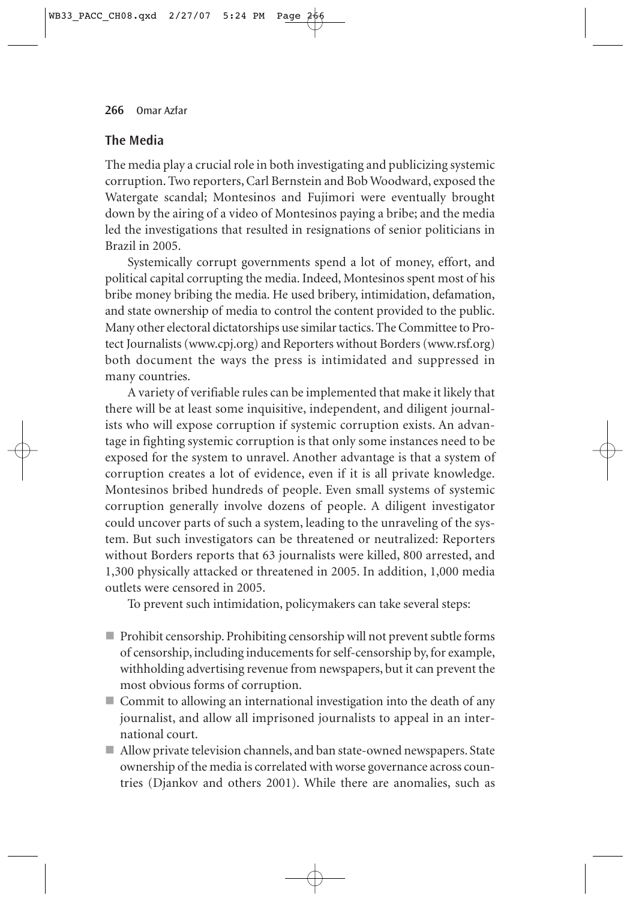## The Media

The media play a crucial role in both investigating and publicizing systemic corruption. Two reporters, Carl Bernstein and Bob Woodward, exposed the Watergate scandal; Montesinos and Fujimori were eventually brought down by the airing of a video of Montesinos paying a bribe; and the media led the investigations that resulted in resignations of senior politicians in Brazil in 2005.

Systemically corrupt governments spend a lot of money, effort, and political capital corrupting the media. Indeed, Montesinos spent most of his bribe money bribing the media. He used bribery, intimidation, defamation, and state ownership of media to control the content provided to the public. Many other electoral dictatorships use similar tactics. The Committee to Protect Journalists (www.cpj.org) and Reporters without Borders (www.rsf.org) both document the ways the press is intimidated and suppressed in many countries.

A variety of verifiable rules can be implemented that make it likely that there will be at least some inquisitive, independent, and diligent journalists who will expose corruption if systemic corruption exists. An advantage in fighting systemic corruption is that only some instances need to be exposed for the system to unravel. Another advantage is that a system of corruption creates a lot of evidence, even if it is all private knowledge. Montesinos bribed hundreds of people. Even small systems of systemic corruption generally involve dozens of people. A diligent investigator could uncover parts of such a system, leading to the unraveling of the system. But such investigators can be threatened or neutralized: Reporters without Borders reports that 63 journalists were killed, 800 arrested, and 1,300 physically attacked or threatened in 2005. In addition, 1,000 media outlets were censored in 2005.

To prevent such intimidation, policymakers can take several steps:

- Prohibit censorship. Prohibiting censorship will not prevent subtle forms of censorship, including inducements for self-censorship by, for example, withholding advertising revenue from newspapers, but it can prevent the most obvious forms of corruption.
- Commit to allowing an international investigation into the death of any journalist, and allow all imprisoned journalists to appeal in an international court.
- Allow private television channels, and ban state-owned newspapers. State ownership of the media is correlated with worse governance across countries (Djankov and others 2001). While there are anomalies, such as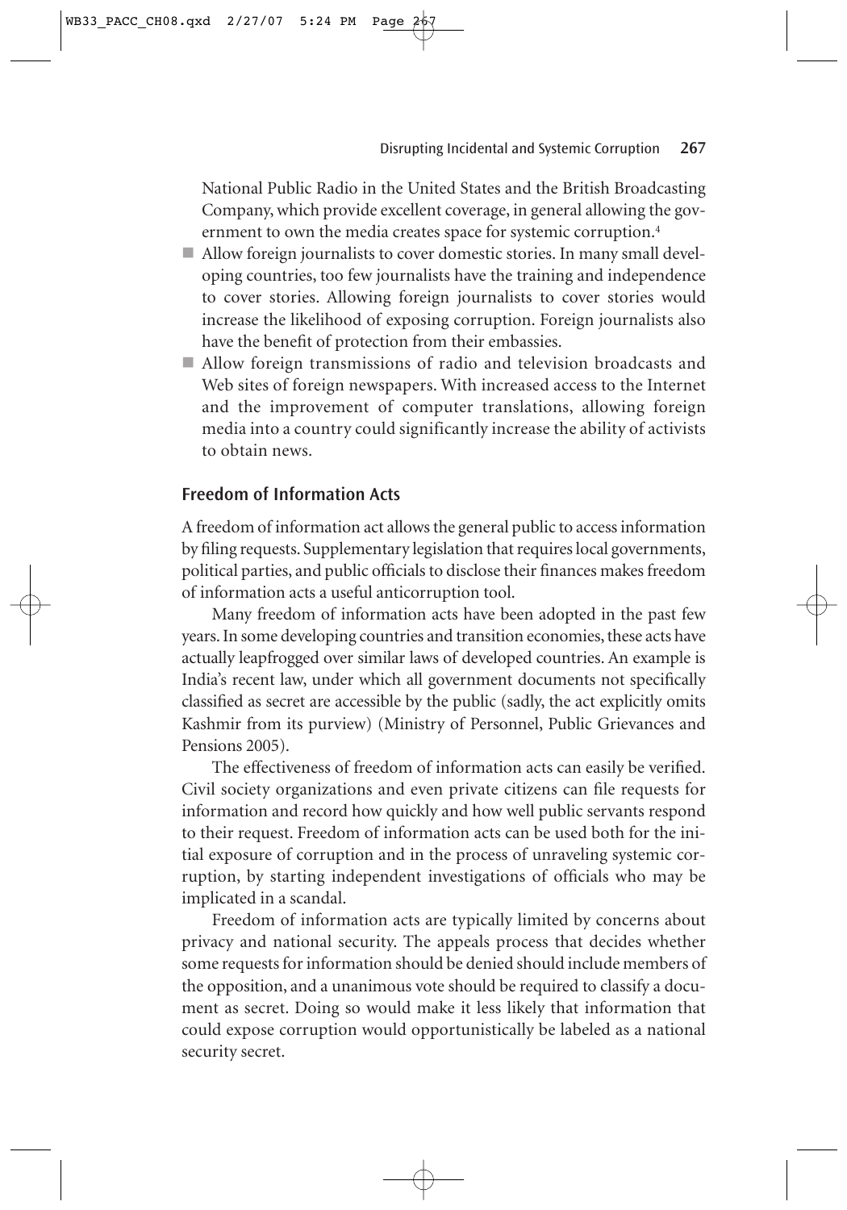National Public Radio in the United States and the British Broadcasting Company, which provide excellent coverage, in general allowing the government to own the media creates space for systemic corruption.[4]

- Allow foreign journalists to cover domestic stories. In many small developing countries, too few journalists have the training and independence to cover stories. Allowing foreign journalists to cover stories would increase the likelihood of exposing corruption. Foreign journalists also have the benefit of protection from their embassies.
- Allow foreign transmissions of radio and television broadcasts and Web sites of foreign newspapers. With increased access to the Internet and the improvement of computer translations, allowing foreign media into a country could significantly increase the ability of activists to obtain news.

## Freedom of Information Acts

A freedom of information act allows the general public to access information by filing requests. Supplementary legislation that requires local governments, political parties, and public officials to disclose their finances makes freedom of information acts a useful anticorruption tool.

Many freedom of information acts have been adopted in the past few years. In some developing countries and transition economies, these acts have actually leapfrogged over similar laws of developed countries. An example is India's recent law, under which all government documents not specifically classified as secret are accessible by the public (sadly, the act explicitly omits Kashmir from its purview) (Ministry of Personnel, Public Grievances and Pensions 2005).

The effectiveness of freedom of information acts can easily be verified. Civil society organizations and even private citizens can file requests for information and record how quickly and how well public servants respond to their request. Freedom of information acts can be used both for the initial exposure of corruption and in the process of unraveling systemic corruption, by starting independent investigations of officials who may be implicated in a scandal.

Freedom of information acts are typically limited by concerns about privacy and national security. The appeals process that decides whether some requests for information should be denied should include members of the opposition, and a unanimous vote should be required to classify a document as secret. Doing so would make it less likely that information that could expose corruption would opportunistically be labeled as a national security secret.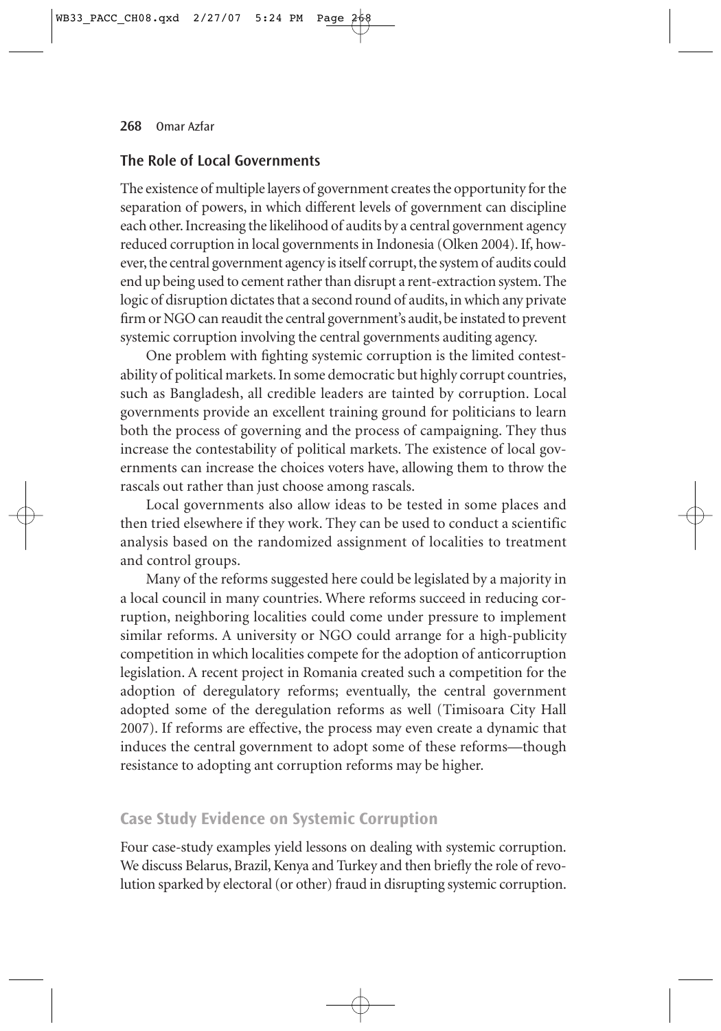## The Role of Local Governments

The existence of multiple layers of government creates the opportunity for the separation of powers, in which different levels of government can discipline each other. Increasing the likelihood of audits by a central government agency reduced corruption in local governments in Indonesia (Olken 2004). If, however, the central government agency is itself corrupt, the system of audits could end up being used to cement rather than disrupt a rent-extraction system. The logic of disruption dictates that a second round of audits, in which any private firm or NGO can reaudit the central government's audit, be instated to prevent systemic corruption involving the central governments auditing agency.

One problem with fighting systemic corruption is the limited contestability of political markets. In some democratic but highly corrupt countries, such as Bangladesh, all credible leaders are tainted by corruption. Local governments provide an excellent training ground for politicians to learn both the process of governing and the process of campaigning. They thus increase the contestability of political markets. The existence of local governments can increase the choices voters have, allowing them to throw the rascals out rather than just choose among rascals.

Local governments also allow ideas to be tested in some places and then tried elsewhere if they work. They can be used to conduct a scientific analysis based on the randomized assignment of localities to treatment and control groups.

Many of the reforms suggested here could be legislated by a majority in a local council in many countries. Where reforms succeed in reducing corruption, neighboring localities could come under pressure to implement similar reforms. A university or NGO could arrange for a high-publicity competition in which localities compete for the adoption of anticorruption legislation. A recent project in Romania created such a competition for the adoption of deregulatory reforms; eventually, the central government adopted some of the deregulation reforms as well (Timisoara City Hall 2007). If reforms are effective, the process may even create a dynamic that induces the central government to adopt some of these reforms—though resistance to adopting ant corruption reforms may be higher.

## Case Study Evidence on Systemic Corruption

Four case-study examples yield lessons on dealing with systemic corruption. We discuss Belarus, Brazil, Kenya and Turkey and then briefly the role of revolution sparked by electoral (or other) fraud in disrupting systemic corruption.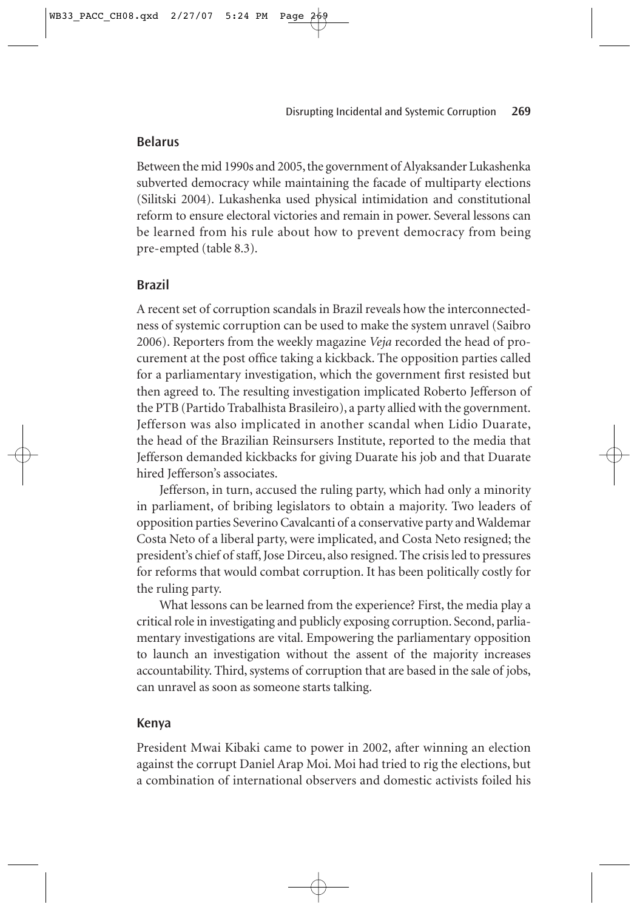## Belarus

Between the mid 1990s and 2005, the government of Alyaksander Lukashenka subverted democracy while maintaining the facade of multiparty elections (Silitski 2004). Lukashenka used physical intimidation and constitutional reform to ensure electoral victories and remain in power. Several lessons can be learned from his rule about how to prevent democracy from being pre-empted (table 8.3).

## Brazil

A recent set of corruption scandals in Brazil reveals how the interconnectedness of systemic corruption can be used to make the system unravel (Saibro 2006). Reporters from the weekly magazine *Veja* recorded the head of procurement at the post office taking a kickback. The opposition parties called for a parliamentary investigation, which the government first resisted but then agreed to. The resulting investigation implicated Roberto Jefferson of the PTB (Partido Trabalhista Brasileiro), a party allied with the government. Jefferson was also implicated in another scandal when Lidio Duarate, the head of the Brazilian Reinsursers Institute, reported to the media that Jefferson demanded kickbacks for giving Duarate his job and that Duarate hired Jefferson's associates.

Jefferson, in turn, accused the ruling party, which had only a minority in parliament, of bribing legislators to obtain a majority. Two leaders of opposition parties Severino Cavalcanti of a conservative party and Waldemar Costa Neto of a liberal party, were implicated, and Costa Neto resigned; the president's chief of staff, Jose Dirceu, also resigned. The crisis led to pressures for reforms that would combat corruption. It has been politically costly for the ruling party.

What lessons can be learned from the experience? First, the media play a critical role in investigating and publicly exposing corruption. Second, parliamentary investigations are vital. Empowering the parliamentary opposition to launch an investigation without the assent of the majority increases accountability. Third, systems of corruption that are based in the sale of jobs, can unravel as soon as someone starts talking.

## Kenya

President Mwai Kibaki came to power in 2002, after winning an election against the corrupt Daniel Arap Moi. Moi had tried to rig the elections, but a combination of international observers and domestic activists foiled his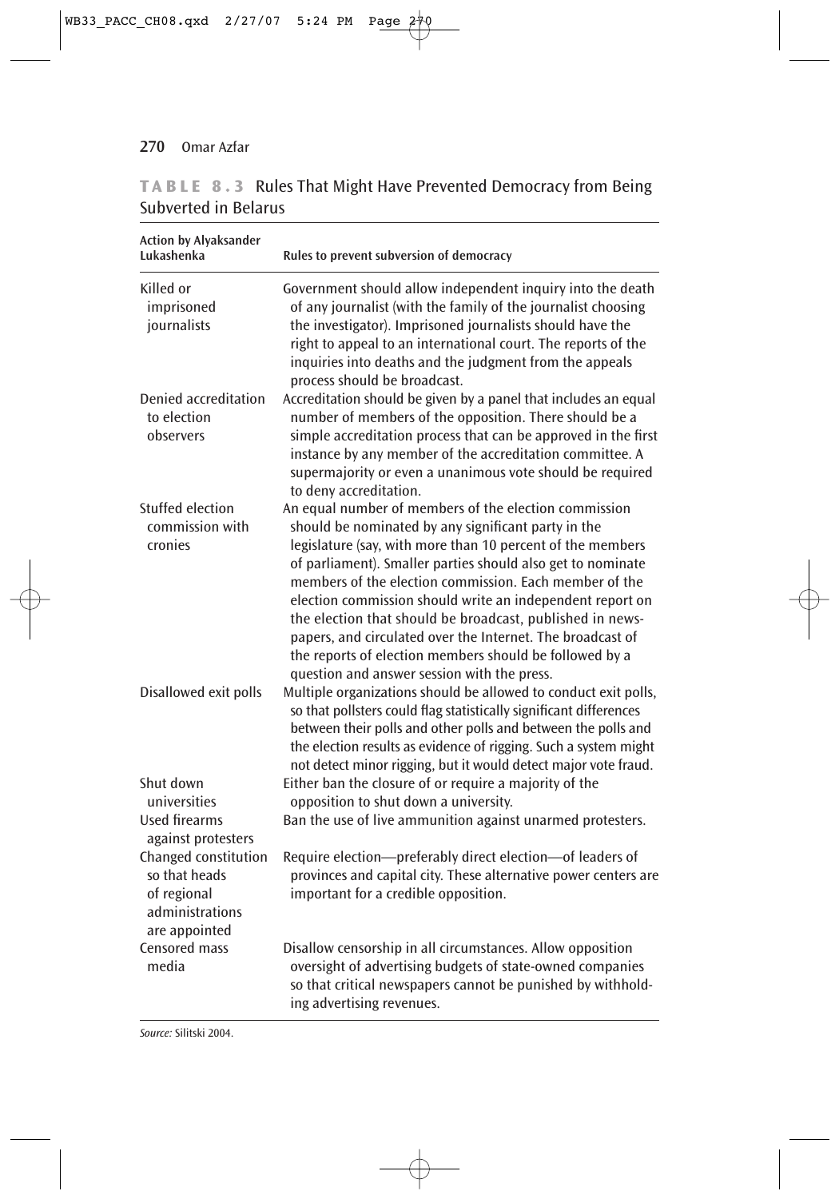**TABLE 8.3** Rules That Might Have Prevented Democracy from Being Subverted in Belarus

| Action by Alyaksander Lukashenka | Rules to prevent subversion of democracy |
|---|---|
| Killed or imprisoned journalists | Government should allow independent inquiry into the death of any journalist (with the family of the journalist choosing the investigator). Imprisoned journalists should have the right to appeal to an international court. The reports of the inquiries into deaths and the judgment from the appeals process should be broadcast. |
| Denied accreditation to election observers | Accreditation should be given by a panel that includes an equal number of members of the opposition. There should be a simple accreditation process that can be approved in the first instance by any member of the accreditation committee. A supermajority or even a unanimous vote should be required to deny accreditation. |
| Stuffed election commission with cronies | An equal number of members of the election commission should be nominated by any significant party in the legislature (say, with more than 10 percent of the members of parliament). Smaller parties should also get to nominate members of the election commission. Each member of the election commission should write an independent report on the election that should be broadcast, published in newspapers, and circulated over the Internet. The broadcast of the reports of election members should be followed by a question and answer session with the press. |
| Disallowed exit polls | Multiple organizations should be allowed to conduct exit polls, so that pollsters could flag statistically significant differences between their polls and other polls and between the polls and the election results as evidence of rigging. Such a system might not detect minor rigging, but it would detect major vote fraud. |
| Shut down universities | Either ban the closure of or require a majority of the opposition to shut down a university. |
| Used firearms against protesters | Ban the use of live ammunition against unarmed protesters. |
| Changed constitution so that heads of regional administrations are appointed | Require election—preferably direct election—of leaders of provinces and capital city. These alternative power centers are important for a credible opposition. |
| Censored mass media | Disallow censorship in all circumstances. Allow opposition oversight of advertising budgets of state-owned companies so that critical newspapers cannot be punished by withholding advertising revenues. |

*Source:* Silitski 2004.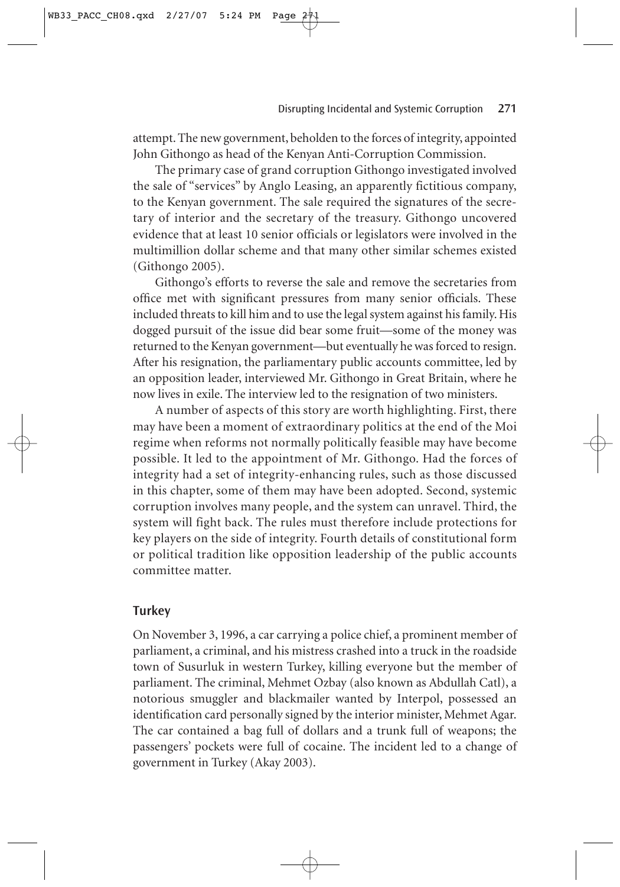attempt. The new government, beholden to the forces of integrity, appointed John Githongo as head of the Kenyan Anti-Corruption Commission.

The primary case of grand corruption Githongo investigated involved the sale of "services" by Anglo Leasing, an apparently fictitious company, to the Kenyan government. The sale required the signatures of the secretary of interior and the secretary of the treasury. Githongo uncovered evidence that at least 10 senior officials or legislators were involved in the multimillion dollar scheme and that many other similar schemes existed (Githongo 2005).

Githongo's efforts to reverse the sale and remove the secretaries from office met with significant pressures from many senior officials. These included threats to kill him and to use the legal system against his family. His dogged pursuit of the issue did bear some fruit—some of the money was returned to the Kenyan government—but eventually he was forced to resign. After his resignation, the parliamentary public accounts committee, led by an opposition leader, interviewed Mr. Githongo in Great Britain, where he now lives in exile. The interview led to the resignation of two ministers.

A number of aspects of this story are worth highlighting. First, there may have been a moment of extraordinary politics at the end of the Moi regime when reforms not normally politically feasible may have become possible. It led to the appointment of Mr. Githongo. Had the forces of integrity had a set of integrity-enhancing rules, such as those discussed in this chapter, some of them may have been adopted. Second, systemic corruption involves many people, and the system can unravel. Third, the system will fight back. The rules must therefore include protections for key players on the side of integrity. Fourth details of constitutional form or political tradition like opposition leadership of the public accounts committee matter.

### Turkey

On November 3, 1996, a car carrying a police chief, a prominent member of parliament, a criminal, and his mistress crashed into a truck in the roadside town of Susurluk in western Turkey, killing everyone but the member of parliament. The criminal, Mehmet Ozbay (also known as Abdullah Catl), a notorious smuggler and blackmailer wanted by Interpol, possessed an identification card personally signed by the interior minister, Mehmet Agar. The car contained a bag full of dollars and a trunk full of weapons; the passengers' pockets were full of cocaine. The incident led to a change of government in Turkey (Akay 2003).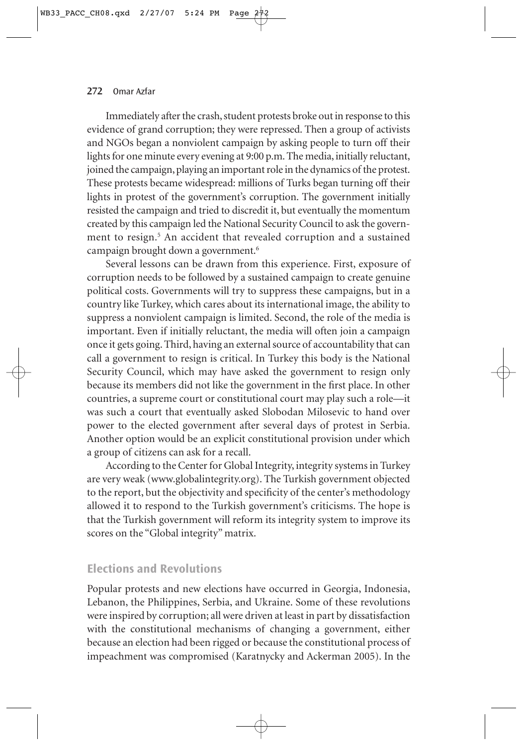Immediately after the crash, student protests broke out in response to this evidence of grand corruption; they were repressed. Then a group of activists and NGOs began a nonviolent campaign by asking people to turn off their lights for one minute every evening at 9:00 p.m. The media, initially reluctant, joined the campaign, playing an important role in the dynamics of the protest. These protests became widespread: millions of Turks began turning off their lights in protest of the government's corruption. The government initially resisted the campaign and tried to discredit it, but eventually the momentum created by this campaign led the National Security Council to ask the government to resign.[5] An accident that revealed corruption and a sustained campaign brought down a government.[6]

Several lessons can be drawn from this experience. First, exposure of corruption needs to be followed by a sustained campaign to create genuine political costs. Governments will try to suppress these campaigns, but in a country like Turkey, which cares about its international image, the ability to suppress a nonviolent campaign is limited. Second, the role of the media is important. Even if initially reluctant, the media will often join a campaign once it gets going. Third, having an external source of accountability that can call a government to resign is critical. In Turkey this body is the National Security Council, which may have asked the government to resign only because its members did not like the government in the first place. In other countries, a supreme court or constitutional court may play such a role—it was such a court that eventually asked Slobodan Milosevic to hand over power to the elected government after several days of protest in Serbia. Another option would be an explicit constitutional provision under which a group of citizens can ask for a recall.

According to the Center for Global Integrity, integrity systems in Turkey are very weak (www.globalintegrity.org). The Turkish government objected to the report, but the objectivity and specificity of the center's methodology allowed it to respond to the Turkish government's criticisms. The hope is that the Turkish government will reform its integrity system to improve its scores on the "Global integrity" matrix.

## Elections and Revolutions

Popular protests and new elections have occurred in Georgia, Indonesia, Lebanon, the Philippines, Serbia, and Ukraine. Some of these revolutions were inspired by corruption; all were driven at least in part by dissatisfaction with the constitutional mechanisms of changing a government, either because an election had been rigged or because the constitutional process of impeachment was compromised (Karatnycky and Ackerman 2005). In the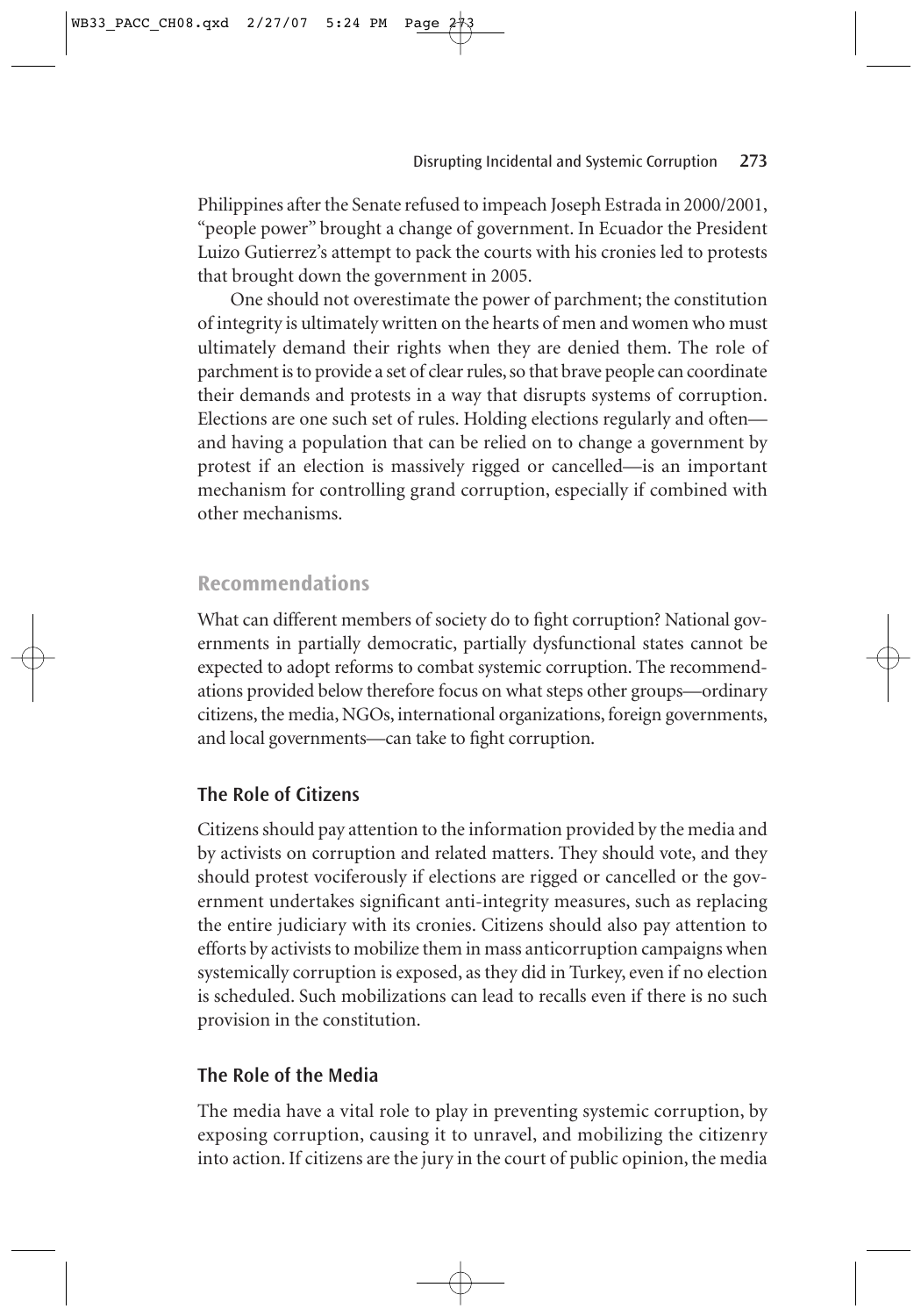Philippines after the Senate refused to impeach Joseph Estrada in 2000/2001, "people power" brought a change of government. In Ecuador the President Luizo Gutierrez's attempt to pack the courts with his cronies led to protests that brought down the government in 2005.

One should not overestimate the power of parchment; the constitution of integrity is ultimately written on the hearts of men and women who must ultimately demand their rights when they are denied them. The role of parchment is to provide a set of clear rules, so that brave people can coordinate their demands and protests in a way that disrupts systems of corruption. Elections are one such set of rules. Holding elections regularly and often—and having a population that can be relied on to change a government by protest if an election is massively rigged or cancelled—is an important mechanism for controlling grand corruption, especially if combined with other mechanisms.

## Recommendations

What can different members of society do to fight corruption? National governments in partially democratic, partially dysfunctional states cannot be expected to adopt reforms to combat systemic corruption. The recommendations provided below therefore focus on what steps other groups—ordinary citizens, the media, NGOs, international organizations, foreign governments, and local governments—can take to fight corruption.

### The Role of Citizens

Citizens should pay attention to the information provided by the media and by activists on corruption and related matters. They should vote, and they should protest vociferously if elections are rigged or cancelled or the government undertakes significant anti-integrity measures, such as replacing the entire judiciary with its cronies. Citizens should also pay attention to efforts by activists to mobilize them in mass anticorruption campaigns when systemically corruption is exposed, as they did in Turkey, even if no election is scheduled. Such mobilizations can lead to recalls even if there is no such provision in the constitution.

### The Role of the Media

The media have a vital role to play in preventing systemic corruption, by exposing corruption, causing it to unravel, and mobilizing the citizenry into action. If citizens are the jury in the court of public opinion, the media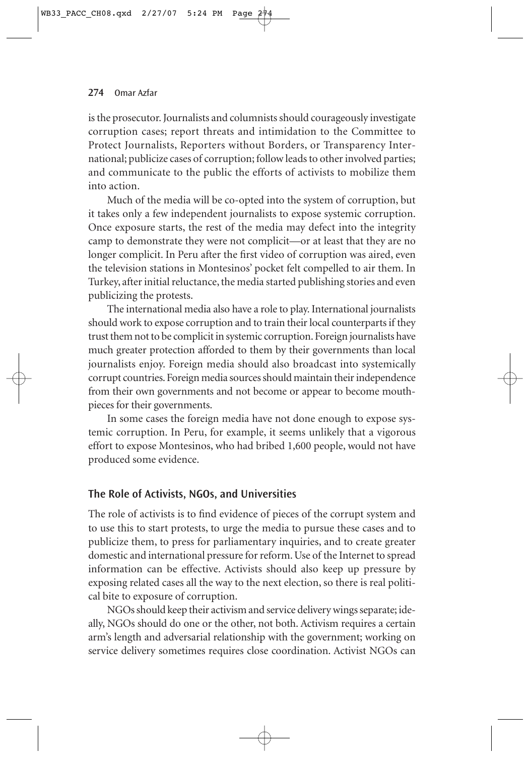is the prosecutor. Journalists and columnists should courageously investigate corruption cases; report threats and intimidation to the Committee to Protect Journalists, Reporters without Borders, or Transparency International; publicize cases of corruption; follow leads to other involved parties; and communicate to the public the efforts of activists to mobilize them into action.

Much of the media will be co-opted into the system of corruption, but it takes only a few independent journalists to expose systemic corruption. Once exposure starts, the rest of the media may defect into the integrity camp to demonstrate they were not complicit—or at least that they are no longer complicit. In Peru after the first video of corruption was aired, even the television stations in Montesinos' pocket felt compelled to air them. In Turkey, after initial reluctance, the media started publishing stories and even publicizing the protests.

The international media also have a role to play. International journalists should work to expose corruption and to train their local counterparts if they trust them not to be complicit in systemic corruption. Foreign journalists have much greater protection afforded to them by their governments than local journalists enjoy. Foreign media should also broadcast into systemically corrupt countries. Foreign media sources should maintain their independence from their own governments and not become or appear to become mouthpieces for their governments.

In some cases the foreign media have not done enough to expose systemic corruption. In Peru, for example, it seems unlikely that a vigorous effort to expose Montesinos, who had bribed 1,600 people, would not have produced some evidence.

### The Role of Activists, NGOs, and Universities

The role of activists is to find evidence of pieces of the corrupt system and to use this to start protests, to urge the media to pursue these cases and to publicize them, to press for parliamentary inquiries, and to create greater domestic and international pressure for reform. Use of the Internet to spread information can be effective. Activists should also keep up pressure by exposing related cases all the way to the next election, so there is real political bite to exposure of corruption.

NGOs should keep their activism and service delivery wings separate; ideally, NGOs should do one or the other, not both. Activism requires a certain arm's length and adversarial relationship with the government; working on service delivery sometimes requires close coordination. Activist NGOs can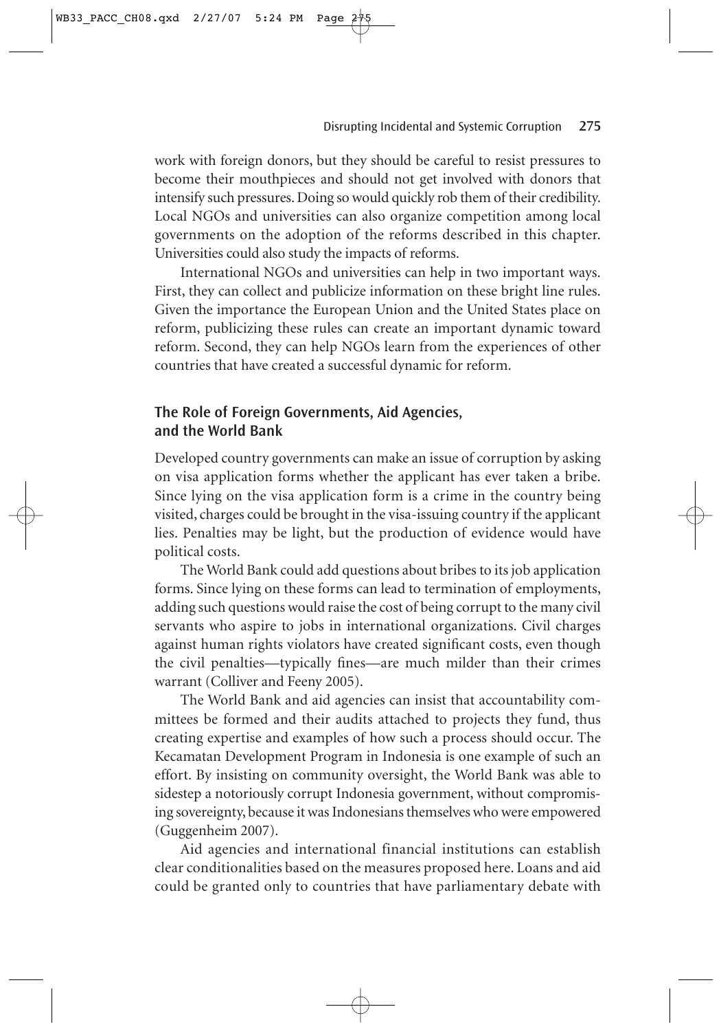work with foreign donors, but they should be careful to resist pressures to become their mouthpieces and should not get involved with donors that intensify such pressures. Doing so would quickly rob them of their credibility. Local NGOs and universities can also organize competition among local governments on the adoption of the reforms described in this chapter. Universities could also study the impacts of reforms.

International NGOs and universities can help in two important ways. First, they can collect and publicize information on these bright line rules. Given the importance the European Union and the United States place on reform, publicizing these rules can create an important dynamic toward reform. Second, they can help NGOs learn from the experiences of other countries that have created a successful dynamic for reform.

## The Role of Foreign Governments, Aid Agencies, and the World Bank

Developed country governments can make an issue of corruption by asking on visa application forms whether the applicant has ever taken a bribe. Since lying on the visa application form is a crime in the country being visited, charges could be brought in the visa-issuing country if the applicant lies. Penalties may be light, but the production of evidence would have political costs.

The World Bank could add questions about bribes to its job application forms. Since lying on these forms can lead to termination of employments, adding such questions would raise the cost of being corrupt to the many civil servants who aspire to jobs in international organizations. Civil charges against human rights violators have created significant costs, even though the civil penalties—typically fines—are much milder than their crimes warrant (Colliver and Feeny 2005).

The World Bank and aid agencies can insist that accountability committees be formed and their audits attached to projects they fund, thus creating expertise and examples of how such a process should occur. The Kecamatan Development Program in Indonesia is one example of such an effort. By insisting on community oversight, the World Bank was able to sidestep a notoriously corrupt Indonesia government, without compromising sovereignty, because it was Indonesians themselves who were empowered (Guggenheim 2007).

Aid agencies and international financial institutions can establish clear conditionalities based on the measures proposed here. Loans and aid could be granted only to countries that have parliamentary debate with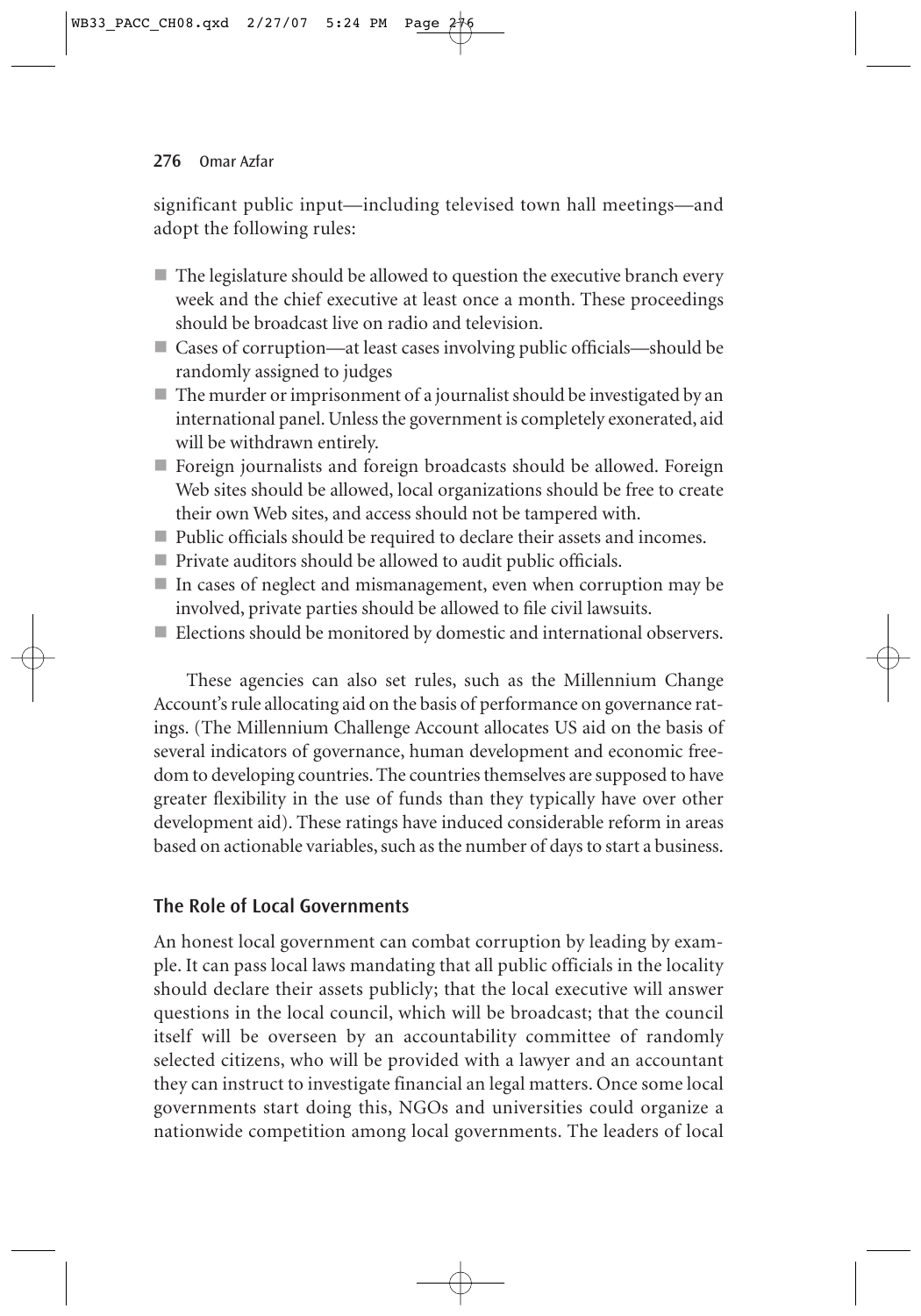significant public input—including televised town hall meetings—and adopt the following rules:

- The legislature should be allowed to question the executive branch every week and the chief executive at least once a month. These proceedings should be broadcast live on radio and television.
- Cases of corruption—at least cases involving public officials—should be randomly assigned to judges
- The murder or imprisonment of a journalist should be investigated by an international panel. Unless the government is completely exonerated, aid will be withdrawn entirely.
- Foreign journalists and foreign broadcasts should be allowed. Foreign Web sites should be allowed, local organizations should be free to create their own Web sites, and access should not be tampered with.
- Public officials should be required to declare their assets and incomes.
- Private auditors should be allowed to audit public officials.
- In cases of neglect and mismanagement, even when corruption may be involved, private parties should be allowed to file civil lawsuits.
- Elections should be monitored by domestic and international observers.

These agencies can also set rules, such as the Millennium Change Account's rule allocating aid on the basis of performance on governance ratings. (The Millennium Challenge Account allocates US aid on the basis of several indicators of governance, human development and economic freedom to developing countries. The countries themselves are supposed to have greater flexibility in the use of funds than they typically have over other development aid). These ratings have induced considerable reform in areas based on actionable variables, such as the number of days to start a business.

## The Role of Local Governments

An honest local government can combat corruption by leading by example. It can pass local laws mandating that all public officials in the locality should declare their assets publicly; that the local executive will answer questions in the local council, which will be broadcast; that the council itself will be overseen by an accountability committee of randomly selected citizens, who will be provided with a lawyer and an accountant they can instruct to investigate financial an legal matters. Once some local governments start doing this, NGOs and universities could organize a nationwide competition among local governments. The leaders of local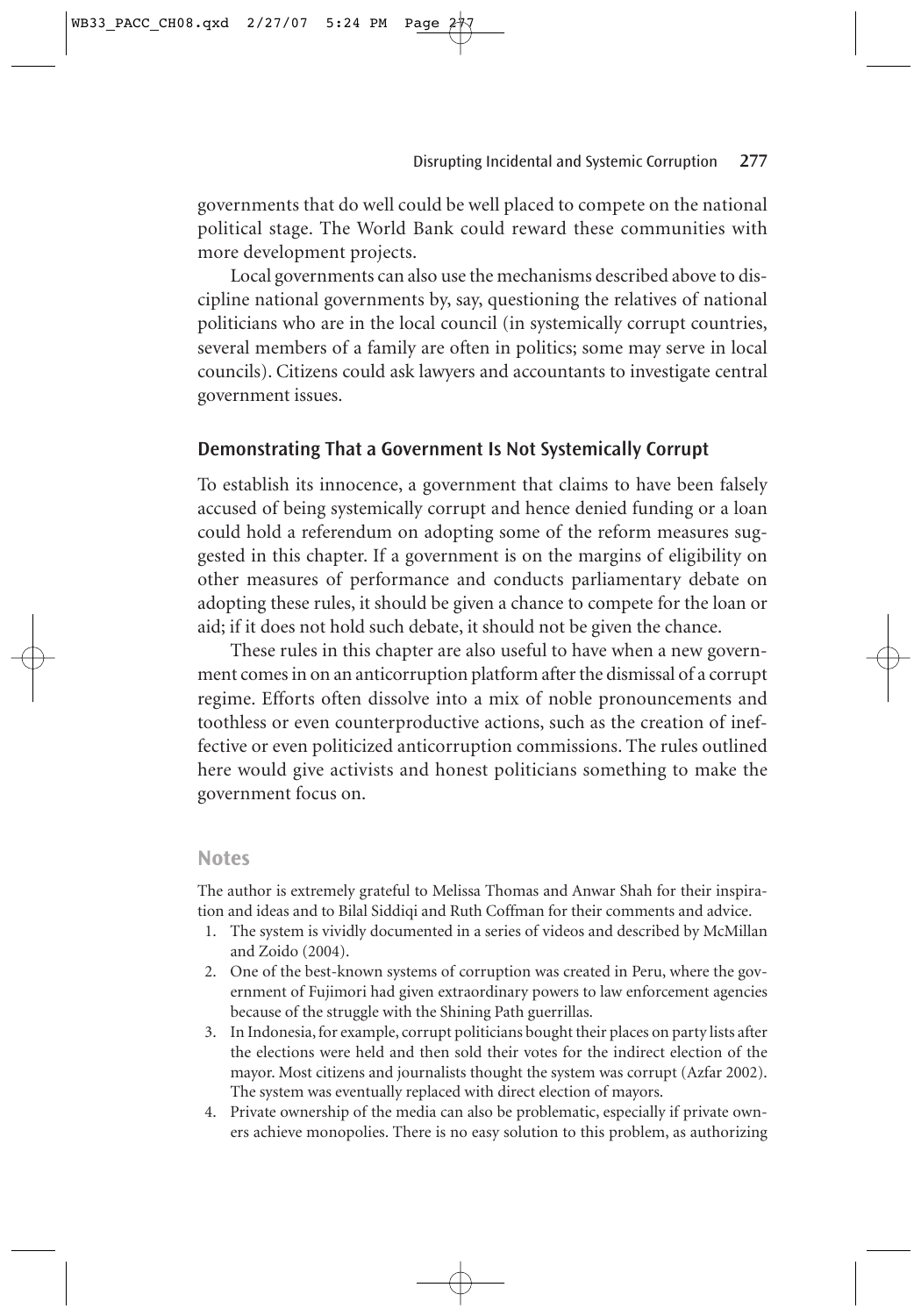governments that do well could be well placed to compete on the national political stage. The World Bank could reward these communities with more development projects.

Local governments can also use the mechanisms described above to discipline national governments by, say, questioning the relatives of national politicians who are in the local council (in systemically corrupt countries, several members of a family are often in politics; some may serve in local councils). Citizens could ask lawyers and accountants to investigate central government issues.

### Demonstrating That a Government Is Not Systemically Corrupt

To establish its innocence, a government that claims to have been falsely accused of being systemically corrupt and hence denied funding or a loan could hold a referendum on adopting some of the reform measures suggested in this chapter. If a government is on the margins of eligibility on other measures of performance and conducts parliamentary debate on adopting these rules, it should be given a chance to compete for the loan or aid; if it does not hold such debate, it should not be given the chance.

These rules in this chapter are also useful to have when a new government comes in on an anticorruption platform after the dismissal of a corrupt regime. Efforts often dissolve into a mix of noble pronouncements and toothless or even counterproductive actions, such as the creation of ineffective or even politicized anticorruption commissions. The rules outlined here would give activists and honest politicians something to make the government focus on.

## Notes

The author is extremely grateful to Melissa Thomas and Anwar Shah for their inspiration and ideas and to Bilal Siddiqi and Ruth Coffman for their comments and advice.

1. The system is vividly documented in a series of videos and described by McMillan and Zoido (2004).
2. One of the best-known systems of corruption was created in Peru, where the government of Fujimori had given extraordinary powers to law enforcement agencies because of the struggle with the Shining Path guerrillas.
3. In Indonesia, for example, corrupt politicians bought their places on party lists after the elections were held and then sold their votes for the indirect election of the mayor. Most citizens and journalists thought the system was corrupt (Azfar 2002). The system was eventually replaced with direct election of mayors.
4. Private ownership of the media can also be problematic, especially if private owners achieve monopolies. There is no easy solution to this problem, as authorizing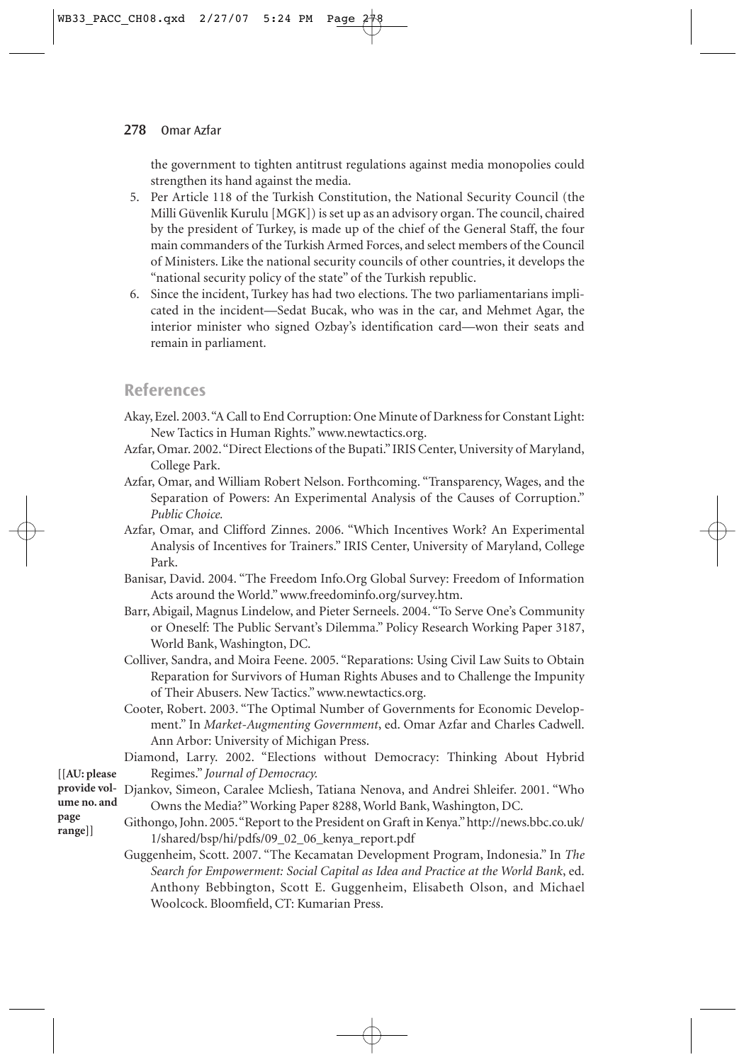the government to tighten antitrust regulations against media monopolies could strengthen its hand against the media.

5. Per Article 118 of the Turkish Constitution, the National Security Council (the Milli Güvenlik Kurulu [MGK]) is set up as an advisory organ. The council, chaired by the president of Turkey, is made up of the chief of the General Staff, the four main commanders of the Turkish Armed Forces, and select members of the Council of Ministers. Like the national security councils of other countries, it develops the "national security policy of the state" of the Turkish republic.
6. Since the incident, Turkey has had two elections. The two parliamentarians implicated in the incident—Sedat Bucak, who was in the car, and Mehmet Agar, the interior minister who signed Ozbay's identification card—won their seats and remain in parliament.

## References

Akay, Ezel. 2003. "A Call to End Corruption: One Minute of Darkness for Constant Light: New Tactics in Human Rights." www.newtactics.org.

Azfar, Omar. 2002. "Direct Elections of the Bupati." IRIS Center, University of Maryland, College Park.

Azfar, Omar, and William Robert Nelson. Forthcoming. "Transparency, Wages, and the Separation of Powers: An Experimental Analysis of the Causes of Corruption." *Public Choice.*

Azfar, Omar, and Clifford Zinnes. 2006. "Which Incentives Work? An Experimental Analysis of Incentives for Trainers." IRIS Center, University of Maryland, College Park.

Banisar, David. 2004. "The Freedom Info.Org Global Survey: Freedom of Information Acts around the World." www.freedominfo.org/survey.htm.

Barr, Abigail, Magnus Lindelow, and Pieter Serneels. 2004. "To Serve One's Community or Oneself: The Public Servant's Dilemma." Policy Research Working Paper 3187, World Bank, Washington, DC.

Colliver, Sandra, and Moira Feene. 2005. "Reparations: Using Civil Law Suits to Obtain Reparation for Survivors of Human Rights Abuses and to Challenge the Impunity of Their Abusers. New Tactics." www.newtactics.org.

Cooter, Robert. 2003. "The Optimal Number of Governments for Economic Development." In *Market-Augmenting Government*, ed. Omar Azfar and Charles Cadwell. Ann Arbor: University of Michigan Press.

Diamond, Larry. 2002. "Elections without Democracy: Thinking About Hybrid Regimes." *Journal of Democracy.* [[**AU: please provide volume no. and page range**]]

Djankov, Simeon, Caralee Mcliesh, Tatiana Nenova, and Andrei Shleifer. 2001. "Who Owns the Media?" Working Paper 8288, World Bank, Washington, DC.

Githongo, John. 2005. "Report to the President on Graft in Kenya." http://news.bbc.co.uk/1/shared/bsp/hi/pdfs/09_02_06_kenya_report.pdf

Guggenheim, Scott. 2007. "The Kecamatan Development Program, Indonesia." In *The Search for Empowerment: Social Capital as Idea and Practice at the World Bank*, ed. Anthony Bebbington, Scott E. Guggenheim, Elisabeth Olson, and Michael Woolcock. Bloomfield, CT: Kumarian Press.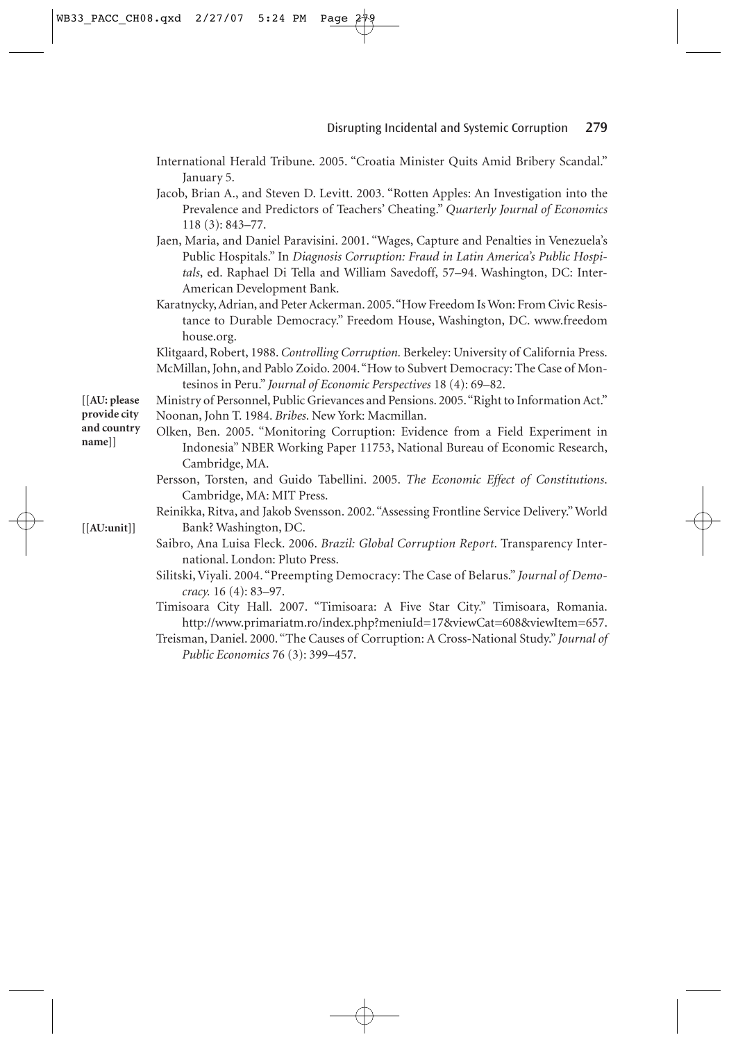International Herald Tribune. 2005. "Croatia Minister Quits Amid Bribery Scandal." January 5.

Jacob, Brian A., and Steven D. Levitt. 2003. "Rotten Apples: An Investigation into the Prevalence and Predictors of Teachers' Cheating." *Quarterly Journal of Economics* 118 (3): 843–77.

Jaen, Maria, and Daniel Paravisini. 2001. "Wages, Capture and Penalties in Venezuela's Public Hospitals." In *Diagnosis Corruption: Fraud in Latin America's Public Hospitals*, ed. Raphael Di Tella and William Savedoff, 57–94. Washington, DC: Inter-American Development Bank.

Karatnycky, Adrian, and Peter Ackerman. 2005. "How Freedom Is Won: From Civic Resistance to Durable Democracy." Freedom House, Washington, DC. www.freedomhouse.org.

Klitgaard, Robert, 1988. *Controlling Corruption.* Berkeley: University of California Press.

McMillan, John, and Pablo Zoido. 2004. "How to Subvert Democracy: The Case of Montesinos in Peru." *Journal of Economic Perspectives* 18 (4): 69–82.

[[**AU: please provide city and country name**]]

Ministry of Personnel, Public Grievances and Pensions. 2005. "Right to Information Act."

Noonan, John T. 1984. *Bribes*. New York: Macmillan.

Olken, Ben. 2005. "Monitoring Corruption: Evidence from a Field Experiment in Indonesia" NBER Working Paper 11753, National Bureau of Economic Research, Cambridge, MA.

Persson, Torsten, and Guido Tabellini. 2005. *The Economic Effect of Constitutions*. Cambridge, MA: MIT Press.

[[**AU:unit**]]

Reinikka, Ritva, and Jakob Svensson. 2002. "Assessing Frontline Service Delivery." World Bank? Washington, DC.

Saibro, Ana Luisa Fleck. 2006. *Brazil: Global Corruption Report*. Transparency International. London: Pluto Press.

Silitski, Viyali. 2004. "Preempting Democracy: The Case of Belarus." *Journal of Democracy.* 16 (4): 83–97.

Timisoara City Hall. 2007. "Timisoara: A Five Star City." Timisoara, Romania. http://www.primariatm.ro/index.php?meniuId=17&viewCat=608&viewItem=657.

Treisman, Daniel. 2000. "The Causes of Corruption: A Cross-National Study." *Journal of Public Economics* 76 (3): 399–457.